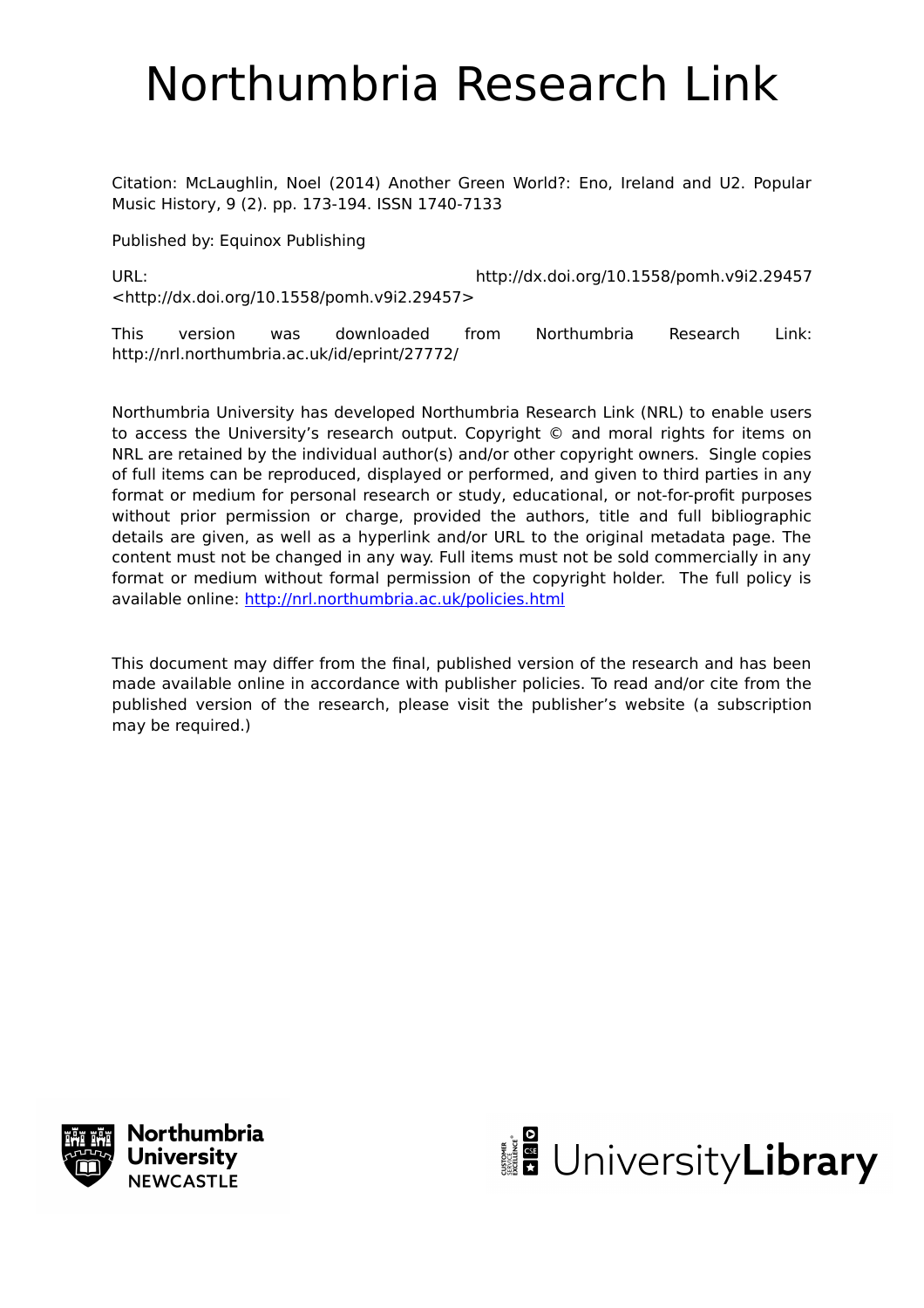# Northumbria Research Link

Citation: McLaughlin, Noel (2014) Another Green World?: Eno, Ireland and U2. Popular Music History, 9 (2). pp. 173-194. ISSN 1740-7133

Published by: Equinox Publishing

URL: http://dx.doi.org/10.1558/pomh.v9i2.29457 <http://dx.doi.org/10.1558/pomh.v9i2.29457>

This version was downloaded from Northumbria Research Link: http://nrl.northumbria.ac.uk/id/eprint/27772/

Northumbria University has developed Northumbria Research Link (NRL) to enable users to access the University's research output. Copyright © and moral rights for items on NRL are retained by the individual author(s) and/or other copyright owners. Single copies of full items can be reproduced, displayed or performed, and given to third parties in any format or medium for personal research or study, educational, or not-for-profit purposes without prior permission or charge, provided the authors, title and full bibliographic details are given, as well as a hyperlink and/or URL to the original metadata page. The content must not be changed in any way. Full items must not be sold commercially in any format or medium without formal permission of the copyright holder. The full policy is available online: http://nrl.northumbria.ac.uk/policies.html

This document may differ from the final, published version of the research and has been made available online in accordance with publisher policies. To read and/or cite from the published version of the research, please visit the publisher's website (a subscription may be required.)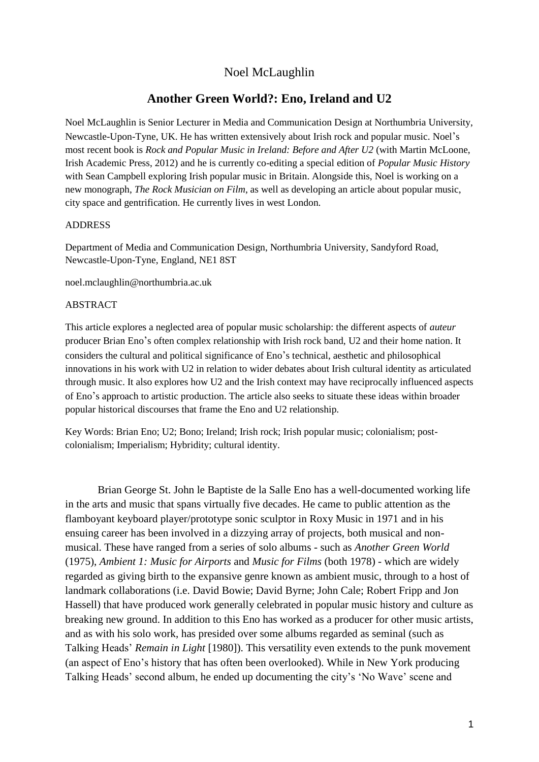Noel McLaughlin

# Another Green World?: Eno, Ireland and U2

Noel McLaughlin is Senior Lecturer in Media and Communication Design at Northumbria University, Newcastle-Upon-Tyne, UK. He has written extensively about Irish rock and popular music. Noel's most recent book is *Rock and Popular Music in Ireland: Before and After U2* (with Martin McLoone, Irish Academic Press, 2012) and he is currently co-editing a special edition of *Popular Music History* with Sean Campbell exploring Irish popular music in Britain. Alongside this, Noel is working on a new monograph, *The Rock Musician on Film*, as well as developing an article about popular music, city space and gentrification. He currently lives in west London.

ADDRESS

Department of Media and Communication Design, Northumbria University, Sandyford Road, Newcastle-Upon-Tyne, England, NE1 8ST

noel.mclaughlin@northumbria.ac.uk

ABSTRACT

This article explores a neglected area of popular music scholarship: the different aspects of *auteur* producer Brian Eno's often complex relationship with Irish rock band, U2 and their home nation. It considers the cultural and political significance of Eno's technical, aesthetic and philosophical innovations in his work with U2 in relation to wider debates about Irish cultural identity as articulated through music. It also explores how U2 and the Irish context may have reciprocally influenced aspects of Eno's approach to artistic production. The article also seeks to situate these ideas within broader popular historical discourses that frame the Eno and U2 relationship.

Key Words: Brian Eno; U2; Bono; Ireland; Irish rock; Irish popular music; colonialism; post-colonialism; Imperialism; Hybridity; cultural identity.

Brian George St. John le Baptiste de la Salle Eno has a well-documented working life in the arts and music that spans virtually five decades. He came to public attention as the flamboyant keyboard player/prototype sonic sculptor in Roxy Music in 1971 and in his ensuing career has been involved in a dizzying array of projects, both musical and non-musical. These have ranged from a series of solo albums - such as *Another Green World* (1975), *Ambient 1: Music for Airports* and *Music for Films* (both 1978) - which are widely regarded as giving birth to the expansive genre known as ambient music, through to a host of landmark collaborations (i.e. David Bowie; David Byrne; John Cale; Robert Fripp and Jon Hassell) that have produced work generally celebrated in popular music history and culture as breaking new ground. In addition to this Eno has worked as a producer for other music artists, and as with his solo work, has presided over some albums regarded as seminal (such as Talking Heads' *Remain in Light* [1980]). This versatility even extends to the punk movement (an aspect of Eno's history that has often been overlooked). While in New York producing Talking Heads' second album, he ended up documenting the city's 'No Wave' scene and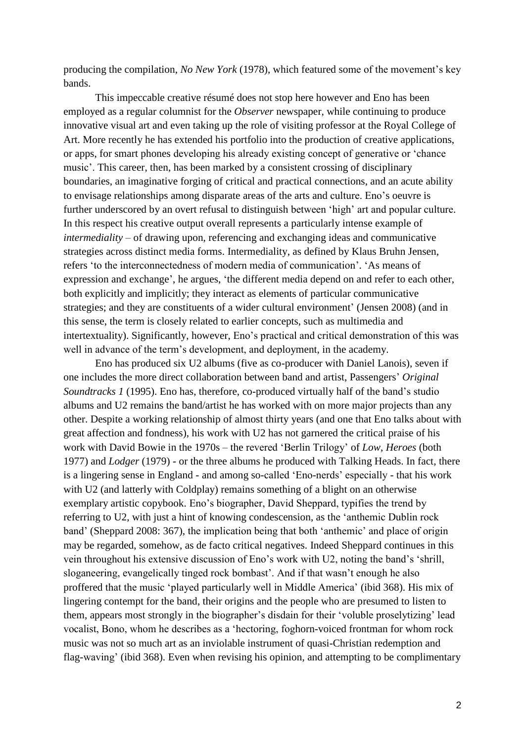producing the compilation, *No New York* (1978), which featured some of the movement's key bands.

This impeccable creative résumé does not stop here however and Eno has been employed as a regular columnist for the *Observer* newspaper, while continuing to produce innovative visual art and even taking up the role of visiting professor at the Royal College of Art. More recently he has extended his portfolio into the production of creative applications, or apps, for smart phones developing his already existing concept of generative or 'chance music'. This career, then, has been marked by a consistent crossing of disciplinary boundaries, an imaginative forging of critical and practical connections, and an acute ability to envisage relationships among disparate areas of the arts and culture. Eno's oeuvre is further underscored by an overt refusal to distinguish between 'high' art and popular culture. In this respect his creative output overall represents a particularly intense example of *intermediality* – of drawing upon, referencing and exchanging ideas and communicative strategies across distinct media forms. Intermediality, as defined by Klaus Bruhn Jensen, refers 'to the interconnectedness of modern media of communication'. 'As means of expression and exchange', he argues, 'the different media depend on and refer to each other, both explicitly and implicitly; they interact as elements of particular communicative strategies; and they are constituents of a wider cultural environment' (Jensen 2008) (and in this sense, the term is closely related to earlier concepts, such as multimedia and intertextuality). Significantly, however, Eno's practical and critical demonstration of this was well in advance of the term's development, and deployment, in the academy.

Eno has produced six U2 albums (five as co-producer with Daniel Lanois), seven if one includes the more direct collaboration between band and artist, Passengers' *Original Soundtracks 1* (1995). Eno has, therefore, co-produced virtually half of the band's studio albums and U2 remains the band/artist he has worked with on more major projects than any other. Despite a working relationship of almost thirty years (and one that Eno talks about with great affection and fondness), his work with U2 has not garnered the critical praise of his work with David Bowie in the 1970s – the revered 'Berlin Trilogy' of *Low*, *Heroes* (both 1977) and *Lodger* (1979) - or the three albums he produced with Talking Heads. In fact, there is a lingering sense in England - and among so-called 'Eno-nerds' especially - that his work with U2 (and latterly with Coldplay) remains something of a blight on an otherwise exemplary artistic copybook. Eno's biographer, David Sheppard, typifies the trend by referring to U2, with just a hint of knowing condescension, as the 'anthemic Dublin rock band' (Sheppard 2008: 367), the implication being that both 'anthemic' and place of origin may be regarded, somehow, as de facto critical negatives. Indeed Sheppard continues in this vein throughout his extensive discussion of Eno's work with U2, noting the band's 'shrill, sloganeering, evangelically tinged rock bombast'. And if that wasn't enough he also proffered that the music 'played particularly well in Middle America' (ibid 368). His mix of lingering contempt for the band, their origins and the people who are presumed to listen to them, appears most strongly in the biographer's disdain for their 'voluble proselytizing' lead vocalist, Bono, whom he describes as a 'hectoring, foghorn-voiced frontman for whom rock music was not so much art as an inviolable instrument of quasi-Christian redemption and flag-waving' (ibid 368). Even when revising his opinion, and attempting to be complimentary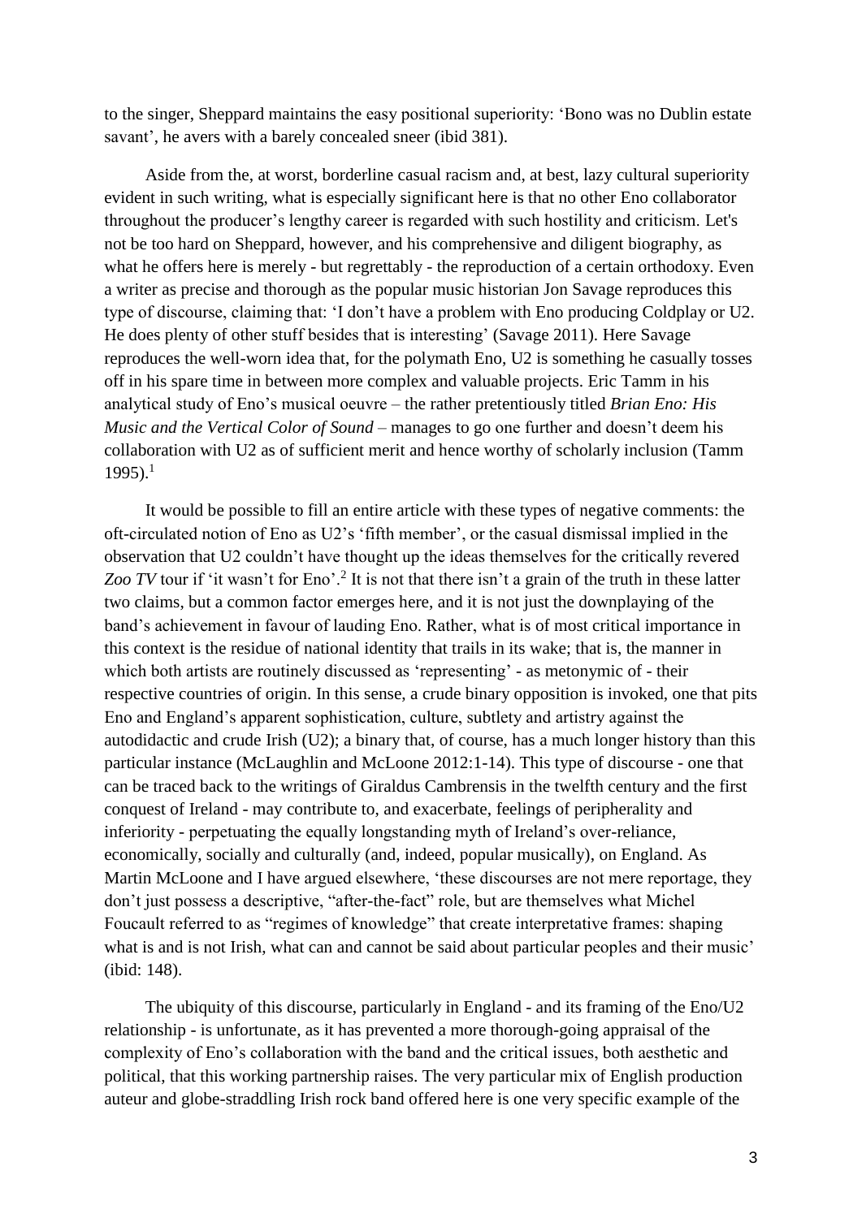to the singer, Sheppard maintains the easy positional superiority: 'Bono was no Dublin estate savant', he avers with a barely concealed sneer (ibid 381).

Aside from the, at worst, borderline casual racism and, at best, lazy cultural superiority evident in such writing, what is especially significant here is that no other Eno collaborator throughout the producer's lengthy career is regarded with such hostility and criticism. Let's not be too hard on Sheppard, however, and his comprehensive and diligent biography, as what he offers here is merely - but regrettably - the reproduction of a certain orthodoxy. Even a writer as precise and thorough as the popular music historian Jon Savage reproduces this type of discourse, claiming that: 'I don't have a problem with Eno producing Coldplay or U2. He does plenty of other stuff besides that is interesting' (Savage 2011). Here Savage reproduces the well-worn idea that, for the polymath Eno, U2 is something he casually tosses off in his spare time in between more complex and valuable projects. Eric Tamm in his analytical study of Eno's musical oeuvre – the rather pretentiously titled *Brian Eno: His Music and the Vertical Color of Sound* – manages to go one further and doesn't deem his collaboration with U2 as of sufficient merit and hence worthy of scholarly inclusion (Tamm 1995).[1]

It would be possible to fill an entire article with these types of negative comments: the oft-circulated notion of Eno as U2's 'fifth member', or the casual dismissal implied in the observation that U2 couldn't have thought up the ideas themselves for the critically revered *Zoo TV* tour if 'it wasn't for Eno'.[2] It is not that there isn't a grain of the truth in these latter two claims, but a common factor emerges here, and it is not just the downplaying of the band's achievement in favour of lauding Eno. Rather, what is of most critical importance in this context is the residue of national identity that trails in its wake; that is, the manner in which both artists are routinely discussed as 'representing' - as metonymic of - their respective countries of origin. In this sense, a crude binary opposition is invoked, one that pits Eno and England's apparent sophistication, culture, subtlety and artistry against the autodidactic and crude Irish (U2); a binary that, of course, has a much longer history than this particular instance (McLaughlin and McLoone 2012:1-14). This type of discourse - one that can be traced back to the writings of Giraldus Cambrensis in the twelfth century and the first conquest of Ireland - may contribute to, and exacerbate, feelings of peripherality and inferiority - perpetuating the equally longstanding myth of Ireland's over-reliance, economically, socially and culturally (and, indeed, popular musically), on England. As Martin McLoone and I have argued elsewhere, 'these discourses are not mere reportage, they don't just possess a descriptive, "after-the-fact" role, but are themselves what Michel Foucault referred to as "regimes of knowledge" that create interpretative frames: shaping what is and is not Irish, what can and cannot be said about particular peoples and their music' (ibid: 148).

The ubiquity of this discourse, particularly in England - and its framing of the Eno/U2 relationship - is unfortunate, as it has prevented a more thorough-going appraisal of the complexity of Eno's collaboration with the band and the critical issues, both aesthetic and political, that this working partnership raises. The very particular mix of English production auteur and globe-straddling Irish rock band offered here is one very specific example of the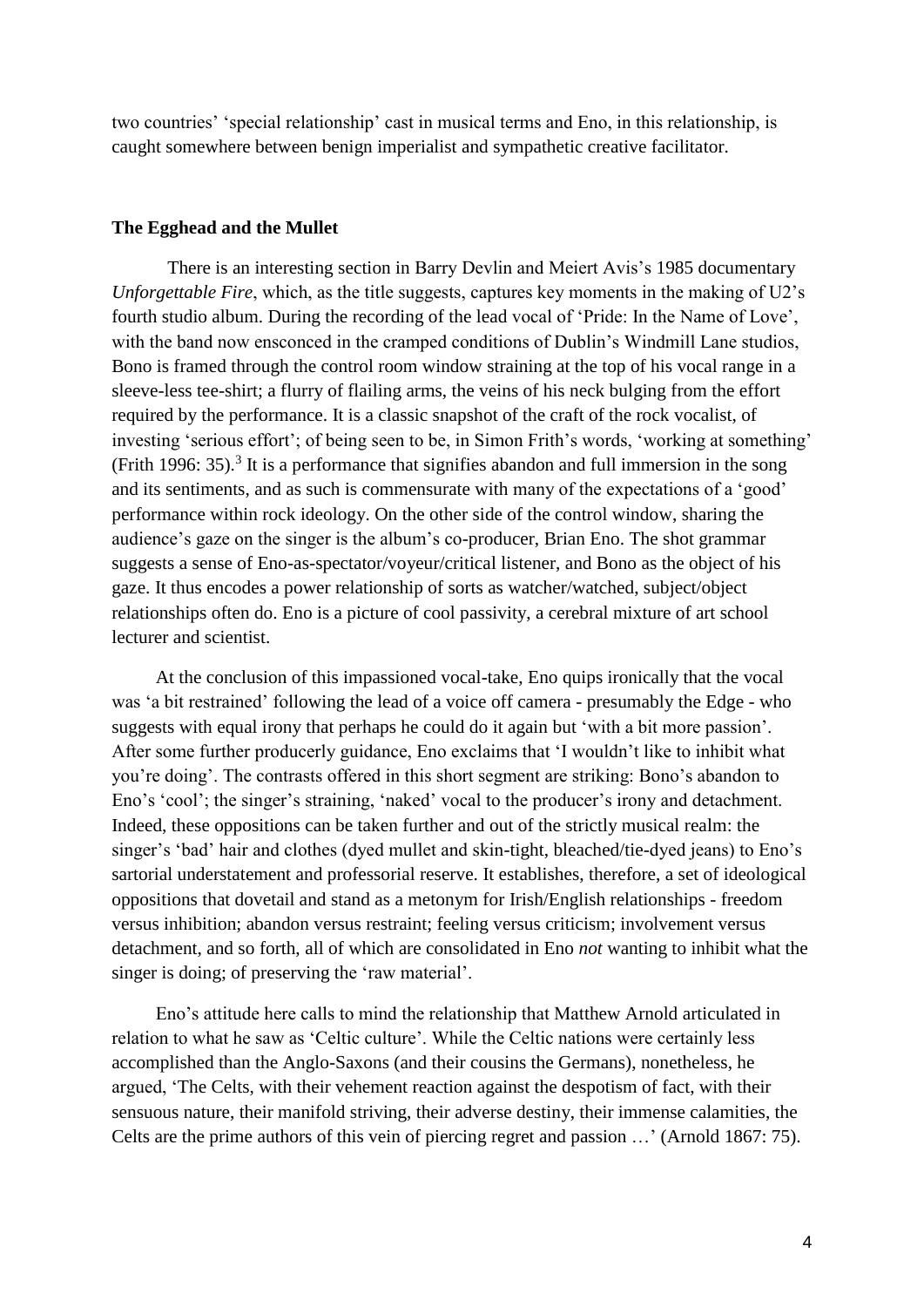two countries' 'special relationship' cast in musical terms and Eno, in this relationship, is caught somewhere between benign imperialist and sympathetic creative facilitator.

## The Egghead and the Mullet

There is an interesting section in Barry Devlin and Meiert Avis's 1985 documentary *Unforgettable Fire*, which, as the title suggests, captures key moments in the making of U2's fourth studio album. During the recording of the lead vocal of 'Pride: In the Name of Love', with the band now ensconced in the cramped conditions of Dublin's Windmill Lane studios, Bono is framed through the control room window straining at the top of his vocal range in a sleeve-less tee-shirt; a flurry of flailing arms, the veins of his neck bulging from the effort required by the performance. It is a classic snapshot of the craft of the rock vocalist, of investing 'serious effort'; of being seen to be, in Simon Frith's words, 'working at something' (Frith 1996: 35).[3] It is a performance that signifies abandon and full immersion in the song and its sentiments, and as such is commensurate with many of the expectations of a 'good' performance within rock ideology. On the other side of the control window, sharing the audience's gaze on the singer is the album's co-producer, Brian Eno. The shot grammar suggests a sense of Eno-as-spectator/voyeur/critical listener, and Bono as the object of his gaze. It thus encodes a power relationship of sorts as watcher/watched, subject/object relationships often do. Eno is a picture of cool passivity, a cerebral mixture of art school lecturer and scientist.

At the conclusion of this impassioned vocal-take, Eno quips ironically that the vocal was 'a bit restrained' following the lead of a voice off camera - presumably the Edge - who suggests with equal irony that perhaps he could do it again but 'with a bit more passion'. After some further producerly guidance, Eno exclaims that 'I wouldn't like to inhibit what you're doing'. The contrasts offered in this short segment are striking: Bono's abandon to Eno's 'cool'; the singer's straining, 'naked' vocal to the producer's irony and detachment. Indeed, these oppositions can be taken further and out of the strictly musical realm: the singer's 'bad' hair and clothes (dyed mullet and skin-tight, bleached/tie-dyed jeans) to Eno's sartorial understatement and professorial reserve. It establishes, therefore, a set of ideological oppositions that dovetail and stand as a metonym for Irish/English relationships - freedom versus inhibition; abandon versus restraint; feeling versus criticism; involvement versus detachment, and so forth, all of which are consolidated in Eno *not* wanting to inhibit what the singer is doing; of preserving the 'raw material'.

Eno's attitude here calls to mind the relationship that Matthew Arnold articulated in relation to what he saw as 'Celtic culture'. While the Celtic nations were certainly less accomplished than the Anglo-Saxons (and their cousins the Germans), nonetheless, he argued, 'The Celts, with their vehement reaction against the despotism of fact, with their sensuous nature, their manifold striving, their adverse destiny, their immense calamities, the Celts are the prime authors of this vein of piercing regret and passion …' (Arnold 1867: 75).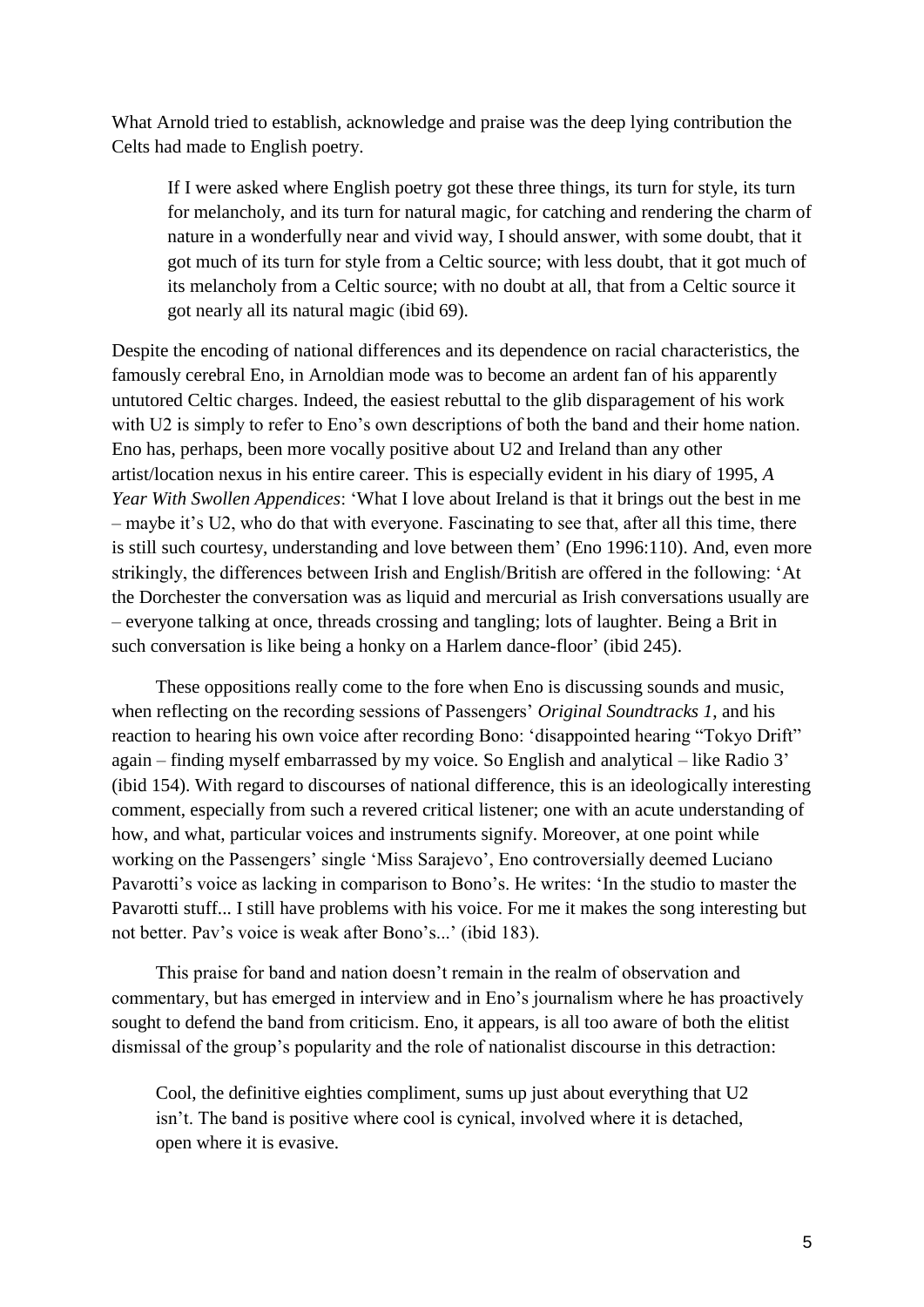What Arnold tried to establish, acknowledge and praise was the deep lying contribution the Celts had made to English poetry.

> If I were asked where English poetry got these three things, its turn for style, its turn for melancholy, and its turn for natural magic, for catching and rendering the charm of nature in a wonderfully near and vivid way, I should answer, with some doubt, that it got much of its turn for style from a Celtic source; with less doubt, that it got much of its melancholy from a Celtic source; with no doubt at all, that from a Celtic source it got nearly all its natural magic (ibid 69).

Despite the encoding of national differences and its dependence on racial characteristics, the famously cerebral Eno, in Arnoldian mode was to become an ardent fan of his apparently untutored Celtic charges. Indeed, the easiest rebuttal to the glib disparagement of his work with U2 is simply to refer to Eno's own descriptions of both the band and their home nation. Eno has, perhaps, been more vocally positive about U2 and Ireland than any other artist/location nexus in his entire career. This is especially evident in his diary of 1995, *A Year With Swollen Appendices*: 'What I love about Ireland is that it brings out the best in me – maybe it's U2, who do that with everyone. Fascinating to see that, after all this time, there is still such courtesy, understanding and love between them' (Eno 1996:110). And, even more strikingly, the differences between Irish and English/British are offered in the following: 'At the Dorchester the conversation was as liquid and mercurial as Irish conversations usually are – everyone talking at once, threads crossing and tangling; lots of laughter. Being a Brit in such conversation is like being a honky on a Harlem dance-floor' (ibid 245).

These oppositions really come to the fore when Eno is discussing sounds and music, when reflecting on the recording sessions of Passengers' *Original Soundtracks 1*, and his reaction to hearing his own voice after recording Bono: 'disappointed hearing "Tokyo Drift" again – finding myself embarrassed by my voice. So English and analytical – like Radio 3' (ibid 154). With regard to discourses of national difference, this is an ideologically interesting comment, especially from such a revered critical listener; one with an acute understanding of how, and what, particular voices and instruments signify. Moreover, at one point while working on the Passengers' single 'Miss Sarajevo', Eno controversially deemed Luciano Pavarotti's voice as lacking in comparison to Bono's. He writes: 'In the studio to master the Pavarotti stuff... I still have problems with his voice. For me it makes the song interesting but not better. Pav's voice is weak after Bono's...' (ibid 183).

This praise for band and nation doesn't remain in the realm of observation and commentary, but has emerged in interview and in Eno's journalism where he has proactively sought to defend the band from criticism. Eno, it appears, is all too aware of both the elitist dismissal of the group's popularity and the role of nationalist discourse in this detraction:

> Cool, the definitive eighties compliment, sums up just about everything that U2 isn't. The band is positive where cool is cynical, involved where it is detached, open where it is evasive.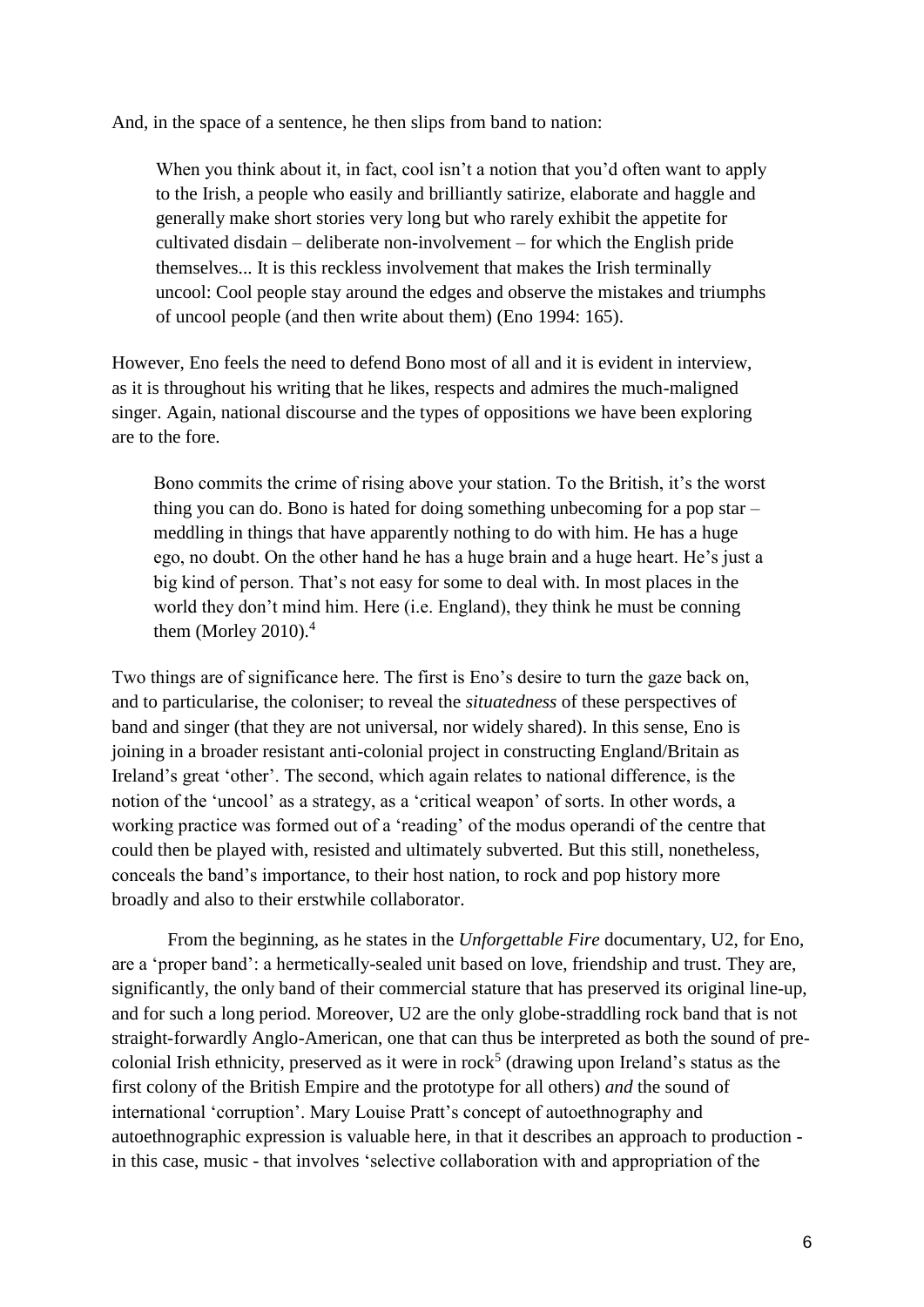And, in the space of a sentence, he then slips from band to nation:

> When you think about it, in fact, cool isn't a notion that you'd often want to apply to the Irish, a people who easily and brilliantly satirize, elaborate and haggle and generally make short stories very long but who rarely exhibit the appetite for cultivated disdain – deliberate non-involvement – for which the English pride themselves... It is this reckless involvement that makes the Irish terminally uncool: Cool people stay around the edges and observe the mistakes and triumphs of uncool people (and then write about them) (Eno 1994: 165).

However, Eno feels the need to defend Bono most of all and it is evident in interview, as it is throughout his writing that he likes, respects and admires the much-maligned singer. Again, national discourse and the types of oppositions we have been exploring are to the fore.

> Bono commits the crime of rising above your station. To the British, it's the worst thing you can do. Bono is hated for doing something unbecoming for a pop star – meddling in things that have apparently nothing to do with him. He has a huge ego, no doubt. On the other hand he has a huge brain and a huge heart. He's just a big kind of person. That's not easy for some to deal with. In most places in the world they don't mind him. Here (i.e. England), they think he must be conning them (Morley 2010).[4]

Two things are of significance here. The first is Eno's desire to turn the gaze back on, and to particularise, the coloniser; to reveal the *situatedness* of these perspectives of band and singer (that they are not universal, nor widely shared). In this sense, Eno is joining in a broader resistant anti-colonial project in constructing England/Britain as Ireland's great 'other'. The second, which again relates to national difference, is the notion of the 'uncool' as a strategy, as a 'critical weapon' of sorts. In other words, a working practice was formed out of a 'reading' of the modus operandi of the centre that could then be played with, resisted and ultimately subverted. But this still, nonetheless, conceals the band's importance, to their host nation, to rock and pop history more broadly and also to their erstwhile collaborator.

From the beginning, as he states in the *Unforgettable Fire* documentary, U2, for Eno, are a 'proper band': a hermetically-sealed unit based on love, friendship and trust. They are, significantly, the only band of their commercial stature that has preserved its original line-up, and for such a long period. Moreover, U2 are the only globe-straddling rock band that is not straight-forwardly Anglo-American, one that can thus be interpreted as both the sound of pre-colonial Irish ethnicity, preserved as it were in rock[5] (drawing upon Ireland's status as the first colony of the British Empire and the prototype for all others) *and* the sound of international 'corruption'. Mary Louise Pratt's concept of autoethnography and autoethnographic expression is valuable here, in that it describes an approach to production - in this case, music - that involves 'selective collaboration with and appropriation of the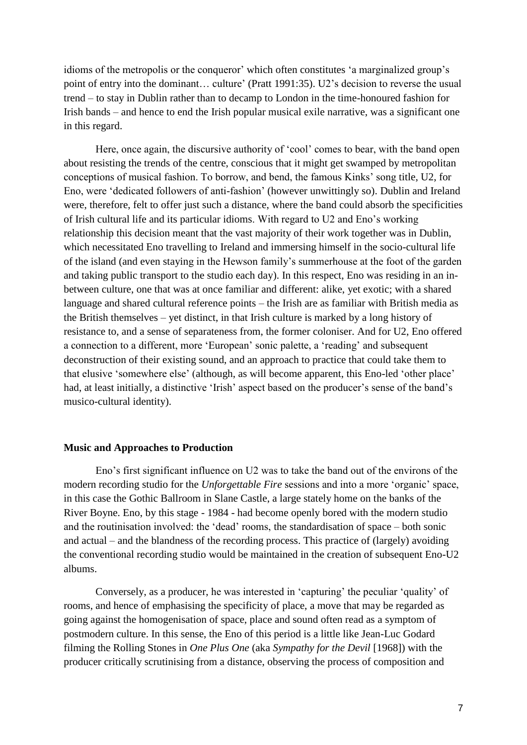idioms of the metropolis or the conqueror' which often constitutes 'a marginalized group's point of entry into the dominant… culture' (Pratt 1991:35). U2's decision to reverse the usual trend – to stay in Dublin rather than to decamp to London in the time-honoured fashion for Irish bands – and hence to end the Irish popular musical exile narrative, was a significant one in this regard.

Here, once again, the discursive authority of 'cool' comes to bear, with the band open about resisting the trends of the centre, conscious that it might get swamped by metropolitan conceptions of musical fashion. To borrow, and bend, the famous Kinks' song title, U2, for Eno, were 'dedicated followers of anti-fashion' (however unwittingly so). Dublin and Ireland were, therefore, felt to offer just such a distance, where the band could absorb the specificities of Irish cultural life and its particular idioms. With regard to U2 and Eno's working relationship this decision meant that the vast majority of their work together was in Dublin, which necessitated Eno travelling to Ireland and immersing himself in the socio-cultural life of the island (and even staying in the Hewson family's summerhouse at the foot of the garden and taking public transport to the studio each day). In this respect, Eno was residing in an in-between culture, one that was at once familiar and different: alike, yet exotic; with a shared language and shared cultural reference points – the Irish are as familiar with British media as the British themselves – yet distinct, in that Irish culture is marked by a long history of resistance to, and a sense of separateness from, the former coloniser. And for U2, Eno offered a connection to a different, more 'European' sonic palette, a 'reading' and subsequent deconstruction of their existing sound, and an approach to practice that could take them to that elusive 'somewhere else' (although, as will become apparent, this Eno-led 'other place' had, at least initially, a distinctive 'Irish' aspect based on the producer's sense of the band's musico-cultural identity).

## Music and Approaches to Production

Eno's first significant influence on U2 was to take the band out of the environs of the modern recording studio for the *Unforgettable Fire* sessions and into a more 'organic' space, in this case the Gothic Ballroom in Slane Castle, a large stately home on the banks of the River Boyne. Eno, by this stage - 1984 - had become openly bored with the modern studio and the routinisation involved: the 'dead' rooms, the standardisation of space – both sonic and actual – and the blandness of the recording process. This practice of (largely) avoiding the conventional recording studio would be maintained in the creation of subsequent Eno-U2 albums.

Conversely, as a producer, he was interested in 'capturing' the peculiar 'quality' of rooms, and hence of emphasising the specificity of place, a move that may be regarded as going against the homogenisation of space, place and sound often read as a symptom of postmodern culture. In this sense, the Eno of this period is a little like Jean-Luc Godard filming the Rolling Stones in *One Plus One* (aka *Sympathy for the Devil* [1968]) with the producer critically scrutinising from a distance, observing the process of composition and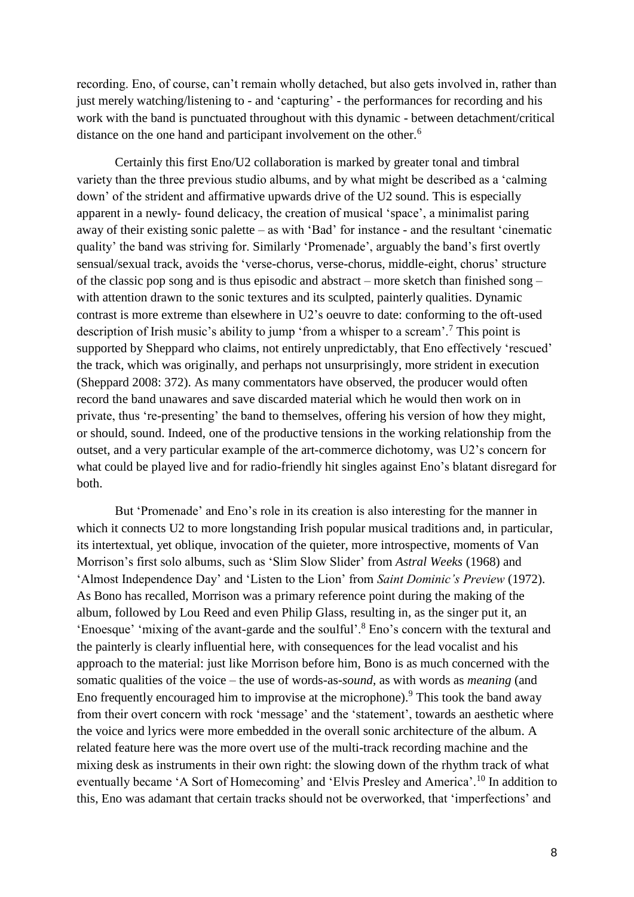recording. Eno, of course, can't remain wholly detached, but also gets involved in, rather than just merely watching/listening to - and 'capturing' - the performances for recording and his work with the band is punctuated throughout with this dynamic - between detachment/critical distance on the one hand and participant involvement on the other.[6]

Certainly this first Eno/U2 collaboration is marked by greater tonal and timbral variety than the three previous studio albums, and by what might be described as a 'calming down' of the strident and affirmative upwards drive of the U2 sound. This is especially apparent in a newly- found delicacy, the creation of musical 'space', a minimalist paring away of their existing sonic palette – as with 'Bad' for instance - and the resultant 'cinematic quality' the band was striving for. Similarly 'Promenade', arguably the band's first overtly sensual/sexual track, avoids the 'verse-chorus, verse-chorus, middle-eight, chorus' structure of the classic pop song and is thus episodic and abstract – more sketch than finished song – with attention drawn to the sonic textures and its sculpted, painterly qualities. Dynamic contrast is more extreme than elsewhere in U2's oeuvre to date: conforming to the oft-used description of Irish music's ability to jump 'from a whisper to a scream'.[7] This point is supported by Sheppard who claims, not entirely unpredictably, that Eno effectively 'rescued' the track, which was originally, and perhaps not unsurprisingly, more strident in execution (Sheppard 2008: 372). As many commentators have observed, the producer would often record the band unawares and save discarded material which he would then work on in private, thus 're-presenting' the band to themselves, offering his version of how they might, or should, sound. Indeed, one of the productive tensions in the working relationship from the outset, and a very particular example of the art-commerce dichotomy, was U2's concern for what could be played live and for radio-friendly hit singles against Eno's blatant disregard for both.

But 'Promenade' and Eno's role in its creation is also interesting for the manner in which it connects U2 to more longstanding Irish popular musical traditions and, in particular, its intertextual, yet oblique, invocation of the quieter, more introspective, moments of Van Morrison's first solo albums, such as 'Slim Slow Slider' from *Astral Weeks* (1968) and 'Almost Independence Day' and 'Listen to the Lion' from *Saint Dominic's Preview* (1972). As Bono has recalled, Morrison was a primary reference point during the making of the album, followed by Lou Reed and even Philip Glass, resulting in, as the singer put it, an 'Enoesque' 'mixing of the avant-garde and the soulful'.[8] Eno's concern with the textural and the painterly is clearly influential here, with consequences for the lead vocalist and his approach to the material: just like Morrison before him, Bono is as much concerned with the somatic qualities of the voice – the use of words-as-*sound*, as with words as *meaning* (and Eno frequently encouraged him to improvise at the microphone).[9] This took the band away from their overt concern with rock 'message' and the 'statement', towards an aesthetic where the voice and lyrics were more embedded in the overall sonic architecture of the album. A related feature here was the more overt use of the multi-track recording machine and the mixing desk as instruments in their own right: the slowing down of the rhythm track of what eventually became 'A Sort of Homecoming' and 'Elvis Presley and America'.[10] In addition to this, Eno was adamant that certain tracks should not be overworked, that 'imperfections' and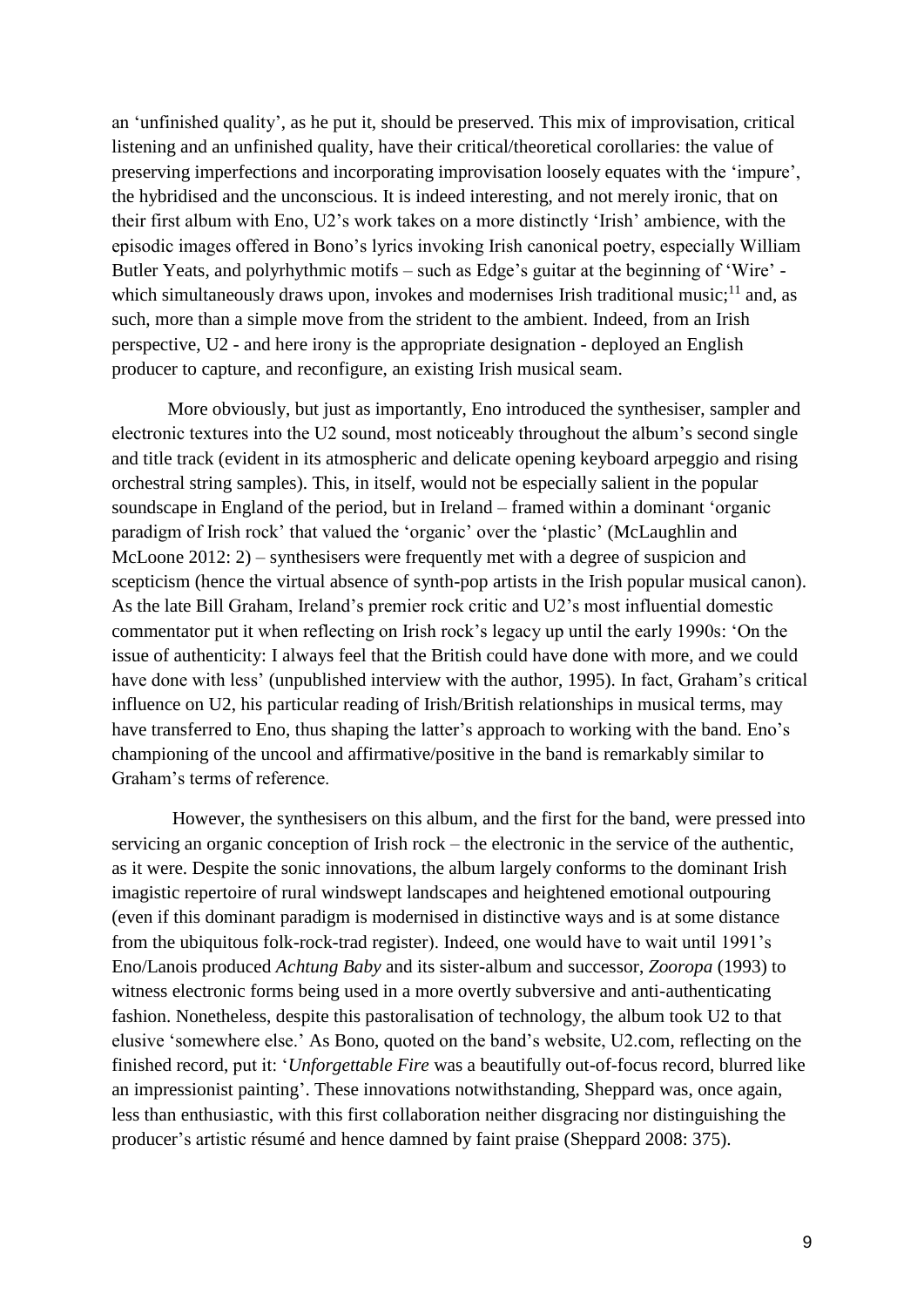an 'unfinished quality', as he put it, should be preserved. This mix of improvisation, critical listening and an unfinished quality, have their critical/theoretical corollaries: the value of preserving imperfections and incorporating improvisation loosely equates with the 'impure', the hybridised and the unconscious. It is indeed interesting, and not merely ironic, that on their first album with Eno, U2's work takes on a more distinctly 'Irish' ambience, with the episodic images offered in Bono's lyrics invoking Irish canonical poetry, especially William Butler Yeats, and polyrhythmic motifs – such as Edge's guitar at the beginning of 'Wire' - which simultaneously draws upon, invokes and modernises Irish traditional music;[11] and, as such, more than a simple move from the strident to the ambient. Indeed, from an Irish perspective, U2 - and here irony is the appropriate designation - deployed an English producer to capture, and reconfigure, an existing Irish musical seam.

More obviously, but just as importantly, Eno introduced the synthesiser, sampler and electronic textures into the U2 sound, most noticeably throughout the album's second single and title track (evident in its atmospheric and delicate opening keyboard arpeggio and rising orchestral string samples). This, in itself, would not be especially salient in the popular soundscape in England of the period, but in Ireland – framed within a dominant 'organic paradigm of Irish rock' that valued the 'organic' over the 'plastic' (McLaughlin and McLoone 2012: 2) – synthesisers were frequently met with a degree of suspicion and scepticism (hence the virtual absence of synth-pop artists in the Irish popular musical canon). As the late Bill Graham, Ireland's premier rock critic and U2's most influential domestic commentator put it when reflecting on Irish rock's legacy up until the early 1990s: 'On the issue of authenticity: I always feel that the British could have done with more, and we could have done with less' (unpublished interview with the author, 1995). In fact, Graham's critical influence on U2, his particular reading of Irish/British relationships in musical terms, may have transferred to Eno, thus shaping the latter's approach to working with the band. Eno's championing of the uncool and affirmative/positive in the band is remarkably similar to Graham's terms of reference.

However, the synthesisers on this album, and the first for the band, were pressed into servicing an organic conception of Irish rock – the electronic in the service of the authentic, as it were. Despite the sonic innovations, the album largely conforms to the dominant Irish imagistic repertoire of rural windswept landscapes and heightened emotional outpouring (even if this dominant paradigm is modernised in distinctive ways and is at some distance from the ubiquitous folk-rock-trad register). Indeed, one would have to wait until 1991's Eno/Lanois produced *Achtung Baby* and its sister-album and successor, *Zooropa* (1993) to witness electronic forms being used in a more overtly subversive and anti-authenticating fashion. Nonetheless, despite this pastoralisation of technology, the album took U2 to that elusive 'somewhere else.' As Bono, quoted on the band's website, U2.com, reflecting on the finished record, put it: '*Unforgettable Fire* was a beautifully out-of-focus record, blurred like an impressionist painting'. These innovations notwithstanding, Sheppard was, once again, less than enthusiastic, with this first collaboration neither disgracing nor distinguishing the producer's artistic résumé and hence damned by faint praise (Sheppard 2008: 375).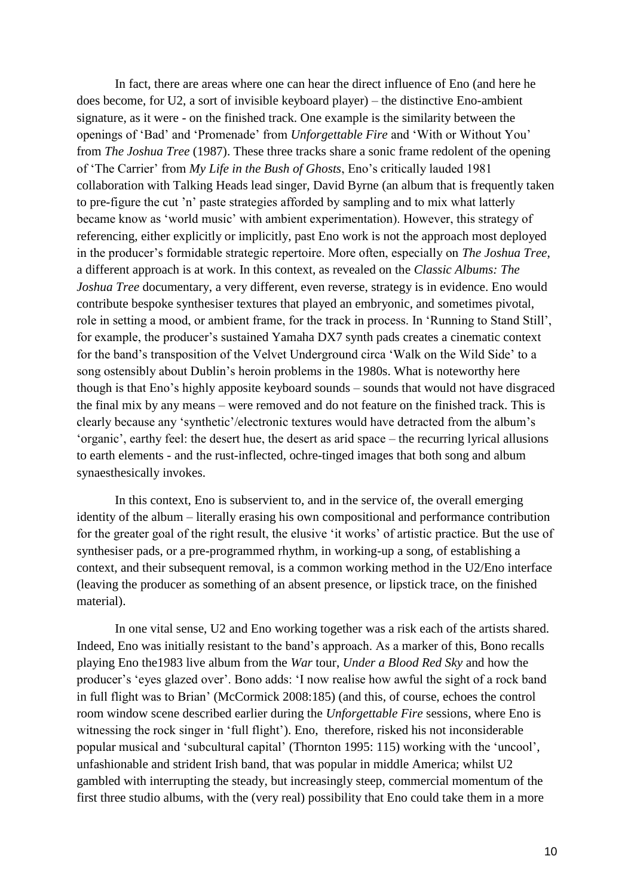In fact, there are areas where one can hear the direct influence of Eno (and here he does become, for U2, a sort of invisible keyboard player) – the distinctive Eno-ambient signature, as it were - on the finished track. One example is the similarity between the openings of 'Bad' and 'Promenade' from *Unforgettable Fire* and 'With or Without You' from *The Joshua Tree* (1987). These three tracks share a sonic frame redolent of the opening of 'The Carrier' from *My Life in the Bush of Ghosts*, Eno's critically lauded 1981 collaboration with Talking Heads lead singer, David Byrne (an album that is frequently taken to pre-figure the cut 'n' paste strategies afforded by sampling and to mix what latterly became know as 'world music' with ambient experimentation). However, this strategy of referencing, either explicitly or implicitly, past Eno work is not the approach most deployed in the producer's formidable strategic repertoire. More often, especially on *The Joshua Tree*, a different approach is at work. In this context, as revealed on the *Classic Albums: The Joshua Tree* documentary, a very different, even reverse, strategy is in evidence. Eno would contribute bespoke synthesiser textures that played an embryonic, and sometimes pivotal, role in setting a mood, or ambient frame, for the track in process. In 'Running to Stand Still', for example, the producer's sustained Yamaha DX7 synth pads creates a cinematic context for the band's transposition of the Velvet Underground circa 'Walk on the Wild Side' to a song ostensibly about Dublin's heroin problems in the 1980s. What is noteworthy here though is that Eno's highly apposite keyboard sounds – sounds that would not have disgraced the final mix by any means – were removed and do not feature on the finished track. This is clearly because any 'synthetic'/electronic textures would have detracted from the album's 'organic', earthy feel: the desert hue, the desert as arid space – the recurring lyrical allusions to earth elements - and the rust-inflected, ochre-tinged images that both song and album synaesthesically invokes.

In this context, Eno is subservient to, and in the service of, the overall emerging identity of the album – literally erasing his own compositional and performance contribution for the greater goal of the right result, the elusive 'it works' of artistic practice. But the use of synthesiser pads, or a pre-programmed rhythm, in working-up a song, of establishing a context, and their subsequent removal, is a common working method in the U2/Eno interface (leaving the producer as something of an absent presence, or lipstick trace, on the finished material).

In one vital sense, U2 and Eno working together was a risk each of the artists shared. Indeed, Eno was initially resistant to the band's approach. As a marker of this, Bono recalls playing Eno the1983 live album from the *War* tour, *Under a Blood Red Sky* and how the producer's 'eyes glazed over'. Bono adds: 'I now realise how awful the sight of a rock band in full flight was to Brian' (McCormick 2008:185) (and this, of course, echoes the control room window scene described earlier during the *Unforgettable Fire* sessions, where Eno is witnessing the rock singer in 'full flight'). Eno, therefore, risked his not inconsiderable popular musical and 'subcultural capital' (Thornton 1995: 115) working with the 'uncool', unfashionable and strident Irish band, that was popular in middle America; whilst U2 gambled with interrupting the steady, but increasingly steep, commercial momentum of the first three studio albums, with the (very real) possibility that Eno could take them in a more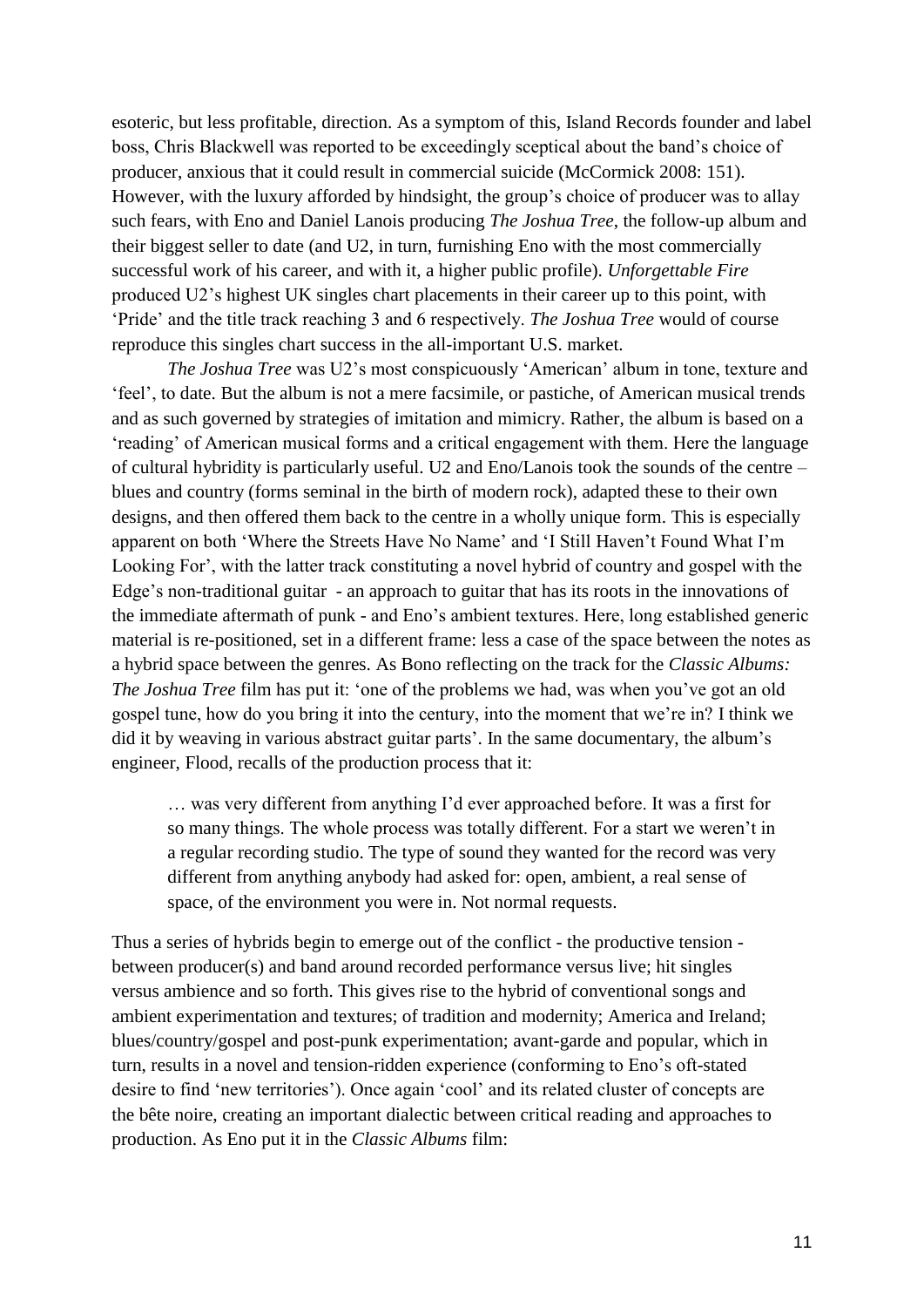esoteric, but less profitable, direction. As a symptom of this, Island Records founder and label boss, Chris Blackwell was reported to be exceedingly sceptical about the band's choice of producer, anxious that it could result in commercial suicide (McCormick 2008: 151). However, with the luxury afforded by hindsight, the group's choice of producer was to allay such fears, with Eno and Daniel Lanois producing *The Joshua Tree*, the follow-up album and their biggest seller to date (and U2, in turn, furnishing Eno with the most commercially successful work of his career, and with it, a higher public profile). *Unforgettable Fire* produced U2's highest UK singles chart placements in their career up to this point, with 'Pride' and the title track reaching 3 and 6 respectively. *The Joshua Tree* would of course reproduce this singles chart success in the all-important U.S. market.

*The Joshua Tree* was U2's most conspicuously 'American' album in tone, texture and 'feel', to date. But the album is not a mere facsimile, or pastiche, of American musical trends and as such governed by strategies of imitation and mimicry. Rather, the album is based on a 'reading' of American musical forms and a critical engagement with them. Here the language of cultural hybridity is particularly useful. U2 and Eno/Lanois took the sounds of the centre – blues and country (forms seminal in the birth of modern rock), adapted these to their own designs, and then offered them back to the centre in a wholly unique form. This is especially apparent on both 'Where the Streets Have No Name' and 'I Still Haven't Found What I'm Looking For', with the latter track constituting a novel hybrid of country and gospel with the Edge's non-traditional guitar - an approach to guitar that has its roots in the innovations of the immediate aftermath of punk - and Eno's ambient textures. Here, long established generic material is re-positioned, set in a different frame: less a case of the space between the notes as a hybrid space between the genres. As Bono reflecting on the track for the *Classic Albums: The Joshua Tree* film has put it: 'one of the problems we had, was when you've got an old gospel tune, how do you bring it into the century, into the moment that we're in? I think we did it by weaving in various abstract guitar parts'. In the same documentary, the album's engineer, Flood, recalls of the production process that it:

> … was very different from anything I'd ever approached before. It was a first for so many things. The whole process was totally different. For a start we weren't in a regular recording studio. The type of sound they wanted for the record was very different from anything anybody had asked for: open, ambient, a real sense of space, of the environment you were in. Not normal requests.

Thus a series of hybrids begin to emerge out of the conflict - the productive tension - between producer(s) and band around recorded performance versus live; hit singles versus ambience and so forth. This gives rise to the hybrid of conventional songs and ambient experimentation and textures; of tradition and modernity; America and Ireland; blues/country/gospel and post-punk experimentation; avant-garde and popular, which in turn, results in a novel and tension-ridden experience (conforming to Eno's oft-stated desire to find 'new territories'). Once again 'cool' and its related cluster of concepts are the bête noire, creating an important dialectic between critical reading and approaches to production. As Eno put it in the *Classic Albums* film: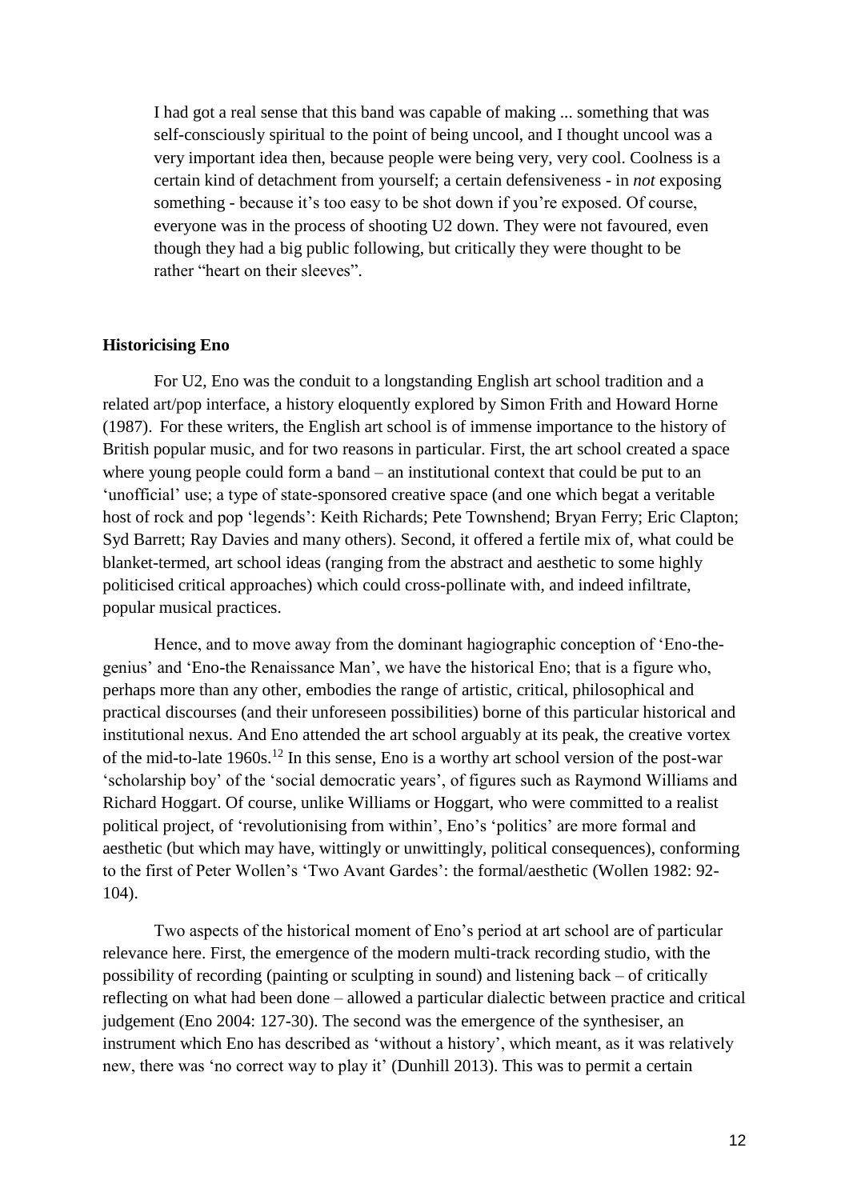> I had got a real sense that this band was capable of making ... something that was self-consciously spiritual to the point of being uncool, and I thought uncool was a very important idea then, because people were being very, very cool. Coolness is a certain kind of detachment from yourself; a certain defensiveness - in *not* exposing something - because it's too easy to be shot down if you're exposed. Of course, everyone was in the process of shooting U2 down. They were not favoured, even though they had a big public following, but critically they were thought to be rather "heart on their sleeves".

### Historicising Eno

For U2, Eno was the conduit to a longstanding English art school tradition and a related art/pop interface, a history eloquently explored by Simon Frith and Howard Horne (1987). For these writers, the English art school is of immense importance to the history of British popular music, and for two reasons in particular. First, the art school created a space where young people could form a band – an institutional context that could be put to an 'unofficial' use; a type of state-sponsored creative space (and one which begat a veritable host of rock and pop 'legends': Keith Richards; Pete Townshend; Bryan Ferry; Eric Clapton; Syd Barrett; Ray Davies and many others). Second, it offered a fertile mix of, what could be blanket-termed, art school ideas (ranging from the abstract and aesthetic to some highly politicised critical approaches) which could cross-pollinate with, and indeed infiltrate, popular musical practices.

Hence, and to move away from the dominant hagiographic conception of 'Eno-the-genius' and 'Eno-the Renaissance Man', we have the historical Eno; that is a figure who, perhaps more than any other, embodies the range of artistic, critical, philosophical and practical discourses (and their unforeseen possibilities) borne of this particular historical and institutional nexus. And Eno attended the art school arguably at its peak, the creative vortex of the mid-to-late 1960s.[12] In this sense, Eno is a worthy art school version of the post-war 'scholarship boy' of the 'social democratic years', of figures such as Raymond Williams and Richard Hoggart. Of course, unlike Williams or Hoggart, who were committed to a realist political project, of 'revolutionising from within', Eno's 'politics' are more formal and aesthetic (but which may have, wittingly or unwittingly, political consequences), conforming to the first of Peter Wollen's 'Two Avant Gardes': the formal/aesthetic (Wollen 1982: 92-104).

Two aspects of the historical moment of Eno's period at art school are of particular relevance here. First, the emergence of the modern multi-track recording studio, with the possibility of recording (painting or sculpting in sound) and listening back – of critically reflecting on what had been done – allowed a particular dialectic between practice and critical judgement (Eno 2004: 127-30). The second was the emergence of the synthesiser, an instrument which Eno has described as 'without a history', which meant, as it was relatively new, there was 'no correct way to play it' (Dunhill 2013). This was to permit a certain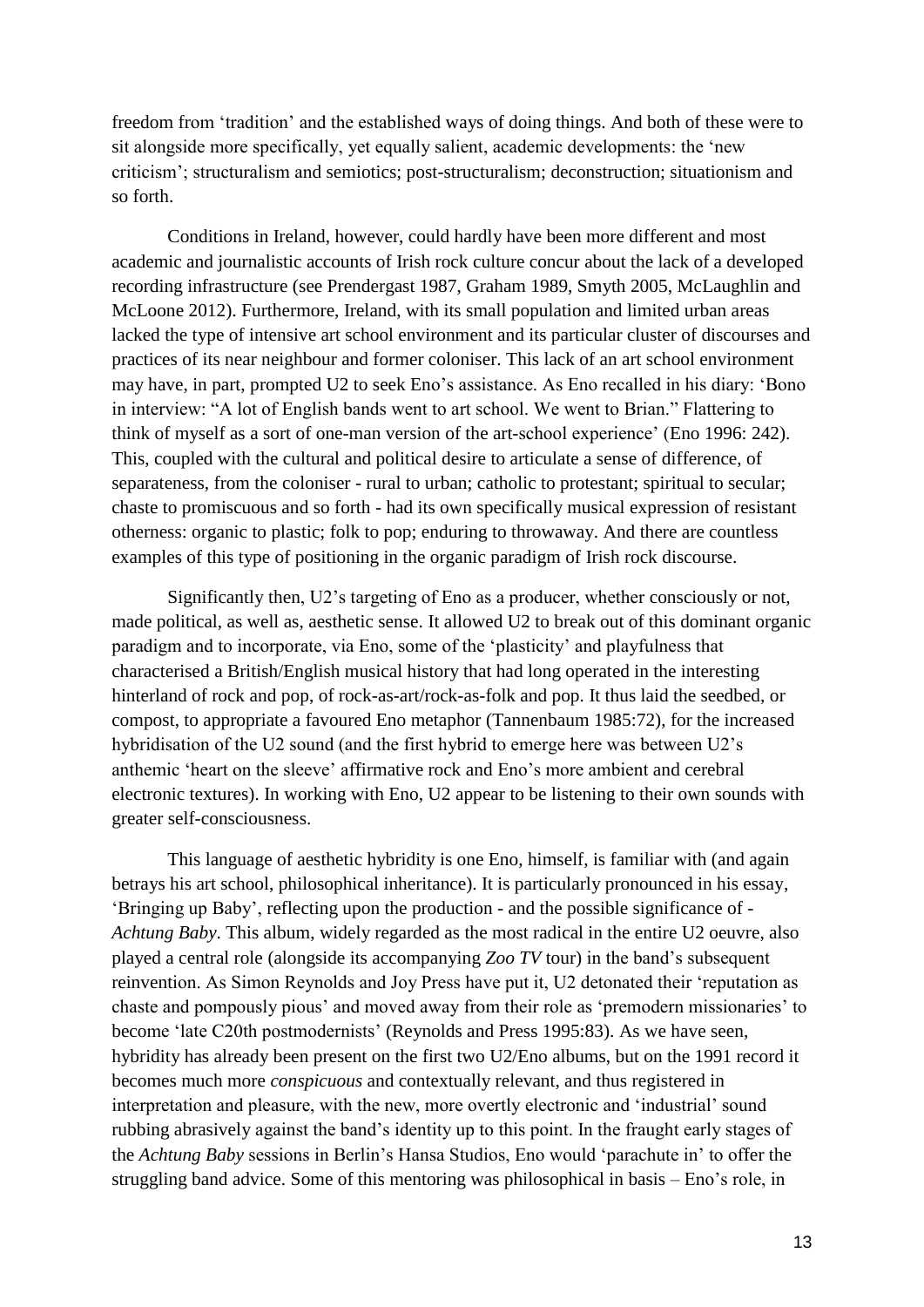freedom from 'tradition' and the established ways of doing things. And both of these were to sit alongside more specifically, yet equally salient, academic developments: the 'new criticism'; structuralism and semiotics; post-structuralism; deconstruction; situationism and so forth.

Conditions in Ireland, however, could hardly have been more different and most academic and journalistic accounts of Irish rock culture concur about the lack of a developed recording infrastructure (see Prendergast 1987, Graham 1989, Smyth 2005, McLaughlin and McLoone 2012). Furthermore, Ireland, with its small population and limited urban areas lacked the type of intensive art school environment and its particular cluster of discourses and practices of its near neighbour and former coloniser. This lack of an art school environment may have, in part, prompted U2 to seek Eno's assistance. As Eno recalled in his diary: 'Bono in interview: "A lot of English bands went to art school. We went to Brian." Flattering to think of myself as a sort of one-man version of the art-school experience' (Eno 1996: 242). This, coupled with the cultural and political desire to articulate a sense of difference, of separateness, from the coloniser - rural to urban; catholic to protestant; spiritual to secular; chaste to promiscuous and so forth - had its own specifically musical expression of resistant otherness: organic to plastic; folk to pop; enduring to throwaway. And there are countless examples of this type of positioning in the organic paradigm of Irish rock discourse.

Significantly then, U2's targeting of Eno as a producer, whether consciously or not, made political, as well as, aesthetic sense. It allowed U2 to break out of this dominant organic paradigm and to incorporate, via Eno, some of the 'plasticity' and playfulness that characterised a British/English musical history that had long operated in the interesting hinterland of rock and pop, of rock-as-art/rock-as-folk and pop. It thus laid the seedbed, or compost, to appropriate a favoured Eno metaphor (Tannenbaum 1985:72), for the increased hybridisation of the U2 sound (and the first hybrid to emerge here was between U2's anthemic 'heart on the sleeve' affirmative rock and Eno's more ambient and cerebral electronic textures). In working with Eno, U2 appear to be listening to their own sounds with greater self-consciousness.

This language of aesthetic hybridity is one Eno, himself, is familiar with (and again betrays his art school, philosophical inheritance). It is particularly pronounced in his essay, 'Bringing up Baby', reflecting upon the production - and the possible significance of - *Achtung Baby*. This album, widely regarded as the most radical in the entire U2 oeuvre, also played a central role (alongside its accompanying *Zoo TV* tour) in the band's subsequent reinvention. As Simon Reynolds and Joy Press have put it, U2 detonated their 'reputation as chaste and pompously pious' and moved away from their role as 'premodern missionaries' to become 'late C20th postmodernists' (Reynolds and Press 1995:83). As we have seen, hybridity has already been present on the first two U2/Eno albums, but on the 1991 record it becomes much more *conspicuous* and contextually relevant, and thus registered in interpretation and pleasure, with the new, more overtly electronic and 'industrial' sound rubbing abrasively against the band's identity up to this point. In the fraught early stages of the *Achtung Baby* sessions in Berlin's Hansa Studios, Eno would 'parachute in' to offer the struggling band advice. Some of this mentoring was philosophical in basis – Eno's role, in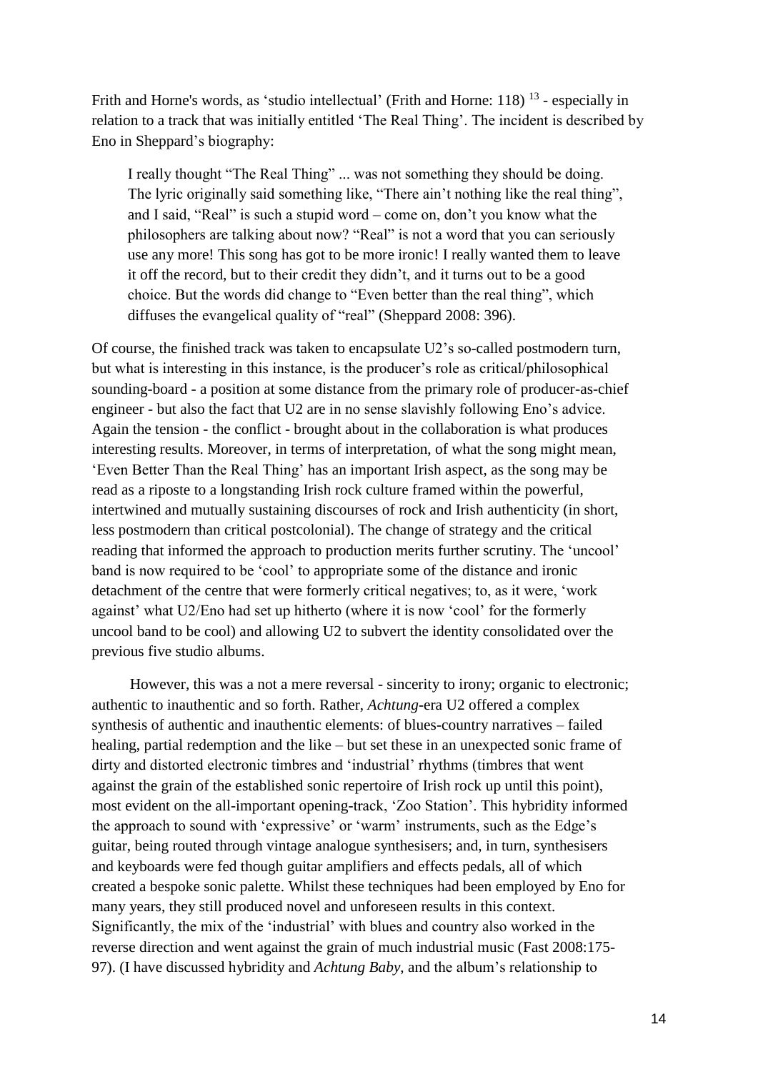Frith and Horne's words, as 'studio intellectual' (Frith and Horne: 118) [13] - especially in relation to a track that was initially entitled 'The Real Thing'. The incident is described by Eno in Sheppard's biography:

> I really thought "The Real Thing" ... was not something they should be doing. The lyric originally said something like, "There ain't nothing like the real thing", and I said, "Real" is such a stupid word – come on, don't you know what the philosophers are talking about now? "Real" is not a word that you can seriously use any more! This song has got to be more ironic! I really wanted them to leave it off the record, but to their credit they didn't, and it turns out to be a good choice. But the words did change to "Even better than the real thing", which diffuses the evangelical quality of "real" (Sheppard 2008: 396).

Of course, the finished track was taken to encapsulate U2's so-called postmodern turn, but what is interesting in this instance, is the producer's role as critical/philosophical sounding-board - a position at some distance from the primary role of producer-as-chief engineer - but also the fact that U2 are in no sense slavishly following Eno's advice. Again the tension - the conflict - brought about in the collaboration is what produces interesting results. Moreover, in terms of interpretation, of what the song might mean, 'Even Better Than the Real Thing' has an important Irish aspect, as the song may be read as a riposte to a longstanding Irish rock culture framed within the powerful, intertwined and mutually sustaining discourses of rock and Irish authenticity (in short, less postmodern than critical postcolonial). The change of strategy and the critical reading that informed the approach to production merits further scrutiny. The 'uncool' band is now required to be 'cool' to appropriate some of the distance and ironic detachment of the centre that were formerly critical negatives; to, as it were, 'work against' what U2/Eno had set up hitherto (where it is now 'cool' for the formerly uncool band to be cool) and allowing U2 to subvert the identity consolidated over the previous five studio albums.

However, this was a not a mere reversal - sincerity to irony; organic to electronic; authentic to inauthentic and so forth. Rather, *Achtung*-era U2 offered a complex synthesis of authentic and inauthentic elements: of blues-country narratives – failed healing, partial redemption and the like – but set these in an unexpected sonic frame of dirty and distorted electronic timbres and 'industrial' rhythms (timbres that went against the grain of the established sonic repertoire of Irish rock up until this point), most evident on the all-important opening-track, 'Zoo Station'. This hybridity informed the approach to sound with 'expressive' or 'warm' instruments, such as the Edge's guitar, being routed through vintage analogue synthesisers; and, in turn, synthesisers and keyboards were fed though guitar amplifiers and effects pedals, all of which created a bespoke sonic palette. Whilst these techniques had been employed by Eno for many years, they still produced novel and unforeseen results in this context. Significantly, the mix of the 'industrial' with blues and country also worked in the reverse direction and went against the grain of much industrial music (Fast 2008:175-97). (I have discussed hybridity and *Achtung Baby*, and the album's relationship to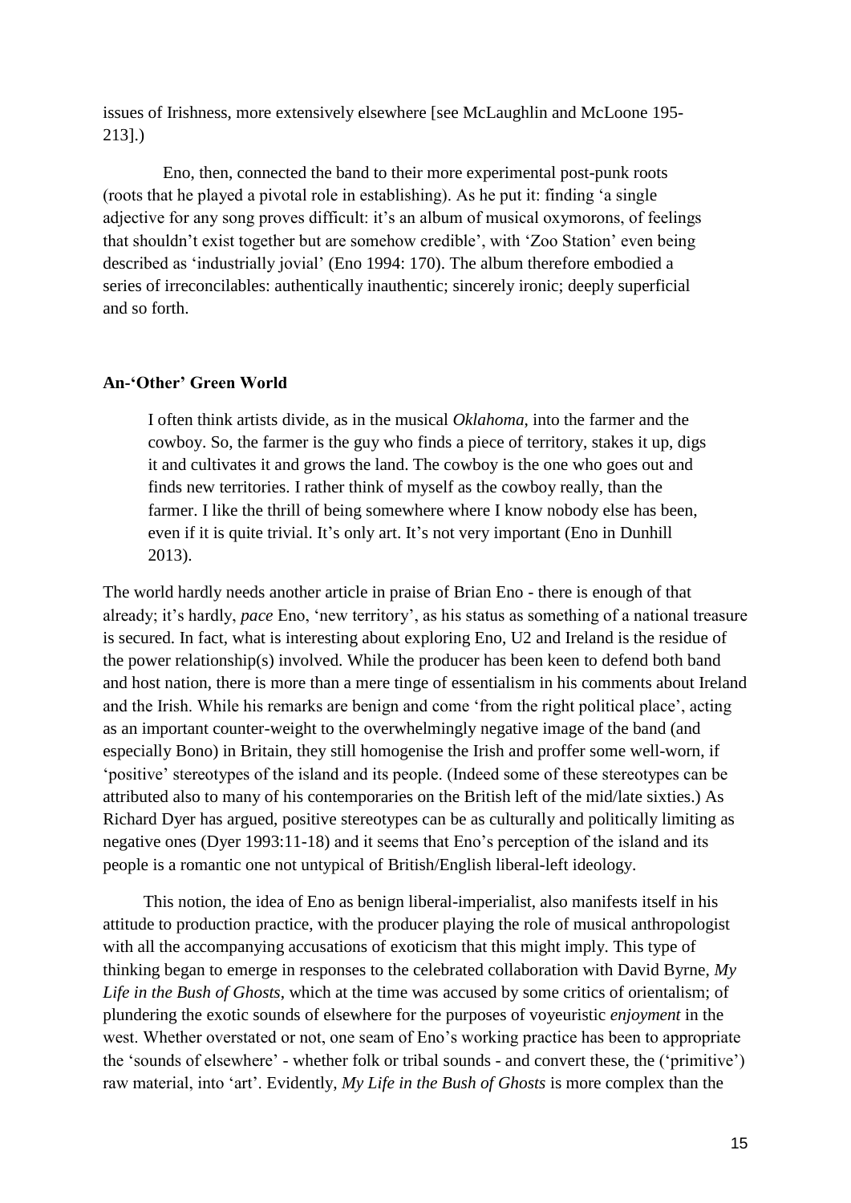issues of Irishness, more extensively elsewhere [see McLaughlin and McLoone 195-213].)

Eno, then, connected the band to their more experimental post-punk roots (roots that he played a pivotal role in establishing). As he put it: finding 'a single adjective for any song proves difficult: it's an album of musical oxymorons, of feelings that shouldn't exist together but are somehow credible', with 'Zoo Station' even being described as 'industrially jovial' (Eno 1994: 170). The album therefore embodied a series of irreconcilables: authentically inauthentic; sincerely ironic; deeply superficial and so forth.

### An-'Other' Green World

> I often think artists divide, as in the musical *Oklahoma*, into the farmer and the cowboy. So, the farmer is the guy who finds a piece of territory, stakes it up, digs it and cultivates it and grows the land. The cowboy is the one who goes out and finds new territories. I rather think of myself as the cowboy really, than the farmer. I like the thrill of being somewhere where I know nobody else has been, even if it is quite trivial. It's only art. It's not very important (Eno in Dunhill 2013).

The world hardly needs another article in praise of Brian Eno - there is enough of that already; it's hardly, *pace* Eno, 'new territory', as his status as something of a national treasure is secured. In fact, what is interesting about exploring Eno, U2 and Ireland is the residue of the power relationship(s) involved. While the producer has been keen to defend both band and host nation, there is more than a mere tinge of essentialism in his comments about Ireland and the Irish. While his remarks are benign and come 'from the right political place', acting as an important counter-weight to the overwhelmingly negative image of the band (and especially Bono) in Britain, they still homogenise the Irish and proffer some well-worn, if 'positive' stereotypes of the island and its people. (Indeed some of these stereotypes can be attributed also to many of his contemporaries on the British left of the mid/late sixties.) As Richard Dyer has argued, positive stereotypes can be as culturally and politically limiting as negative ones (Dyer 1993:11-18) and it seems that Eno's perception of the island and its people is a romantic one not untypical of British/English liberal-left ideology.

This notion, the idea of Eno as benign liberal-imperialist, also manifests itself in his attitude to production practice, with the producer playing the role of musical anthropologist with all the accompanying accusations of exoticism that this might imply. This type of thinking began to emerge in responses to the celebrated collaboration with David Byrne, *My Life in the Bush of Ghosts*, which at the time was accused by some critics of orientalism; of plundering the exotic sounds of elsewhere for the purposes of voyeuristic *enjoyment* in the west. Whether overstated or not, one seam of Eno's working practice has been to appropriate the 'sounds of elsewhere' - whether folk or tribal sounds - and convert these, the ('primitive') raw material, into 'art'. Evidently, *My Life in the Bush of Ghosts* is more complex than the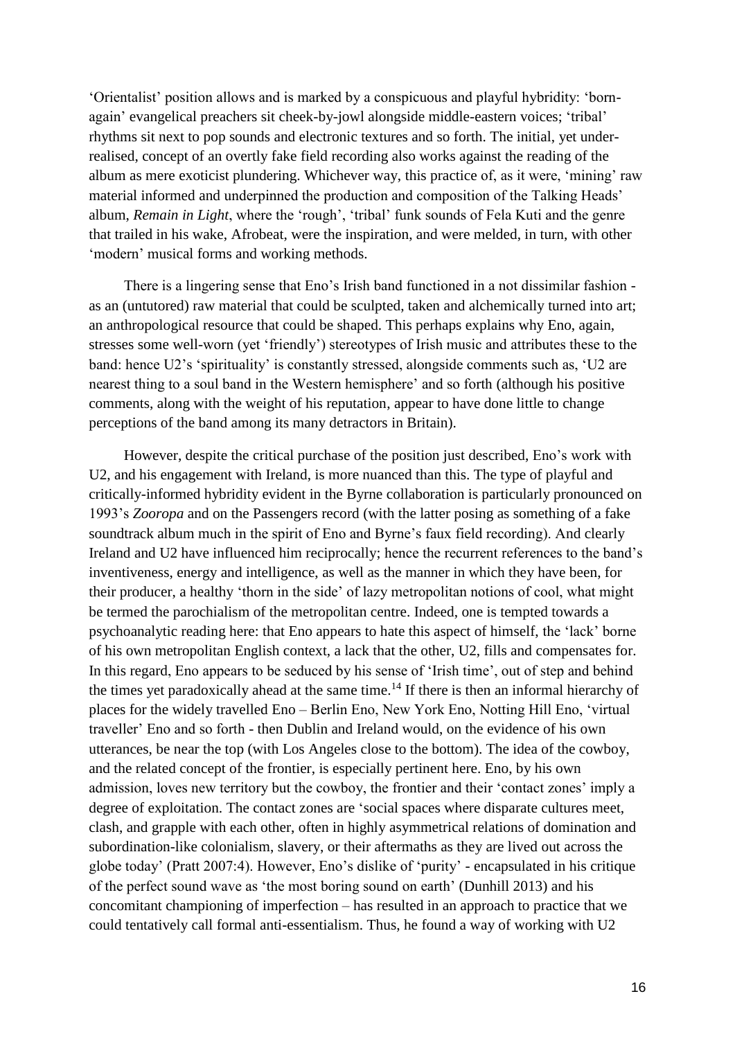'Orientalist' position allows and is marked by a conspicuous and playful hybridity: 'born-again' evangelical preachers sit cheek-by-jowl alongside middle-eastern voices; 'tribal' rhythms sit next to pop sounds and electronic textures and so forth. The initial, yet under-realised, concept of an overtly fake field recording also works against the reading of the album as mere exoticist plundering. Whichever way, this practice of, as it were, 'mining' raw material informed and underpinned the production and composition of the Talking Heads' album, *Remain in Light*, where the 'rough', 'tribal' funk sounds of Fela Kuti and the genre that trailed in his wake, Afrobeat, were the inspiration, and were melded, in turn, with other 'modern' musical forms and working methods.

There is a lingering sense that Eno's Irish band functioned in a not dissimilar fashion - as an (untutored) raw material that could be sculpted, taken and alchemically turned into art; an anthropological resource that could be shaped. This perhaps explains why Eno, again, stresses some well-worn (yet 'friendly') stereotypes of Irish music and attributes these to the band: hence U2's 'spirituality' is constantly stressed, alongside comments such as, 'U2 are nearest thing to a soul band in the Western hemisphere' and so forth (although his positive comments, along with the weight of his reputation, appear to have done little to change perceptions of the band among its many detractors in Britain).

However, despite the critical purchase of the position just described, Eno's work with U2, and his engagement with Ireland, is more nuanced than this. The type of playful and critically-informed hybridity evident in the Byrne collaboration is particularly pronounced on 1993's *Zooropa* and on the Passengers record (with the latter posing as something of a fake soundtrack album much in the spirit of Eno and Byrne's faux field recording). And clearly Ireland and U2 have influenced him reciprocally; hence the recurrent references to the band's inventiveness, energy and intelligence, as well as the manner in which they have been, for their producer, a healthy 'thorn in the side' of lazy metropolitan notions of cool, what might be termed the parochialism of the metropolitan centre. Indeed, one is tempted towards a psychoanalytic reading here: that Eno appears to hate this aspect of himself, the 'lack' borne of his own metropolitan English context, a lack that the other, U2, fills and compensates for. In this regard, Eno appears to be seduced by his sense of 'Irish time', out of step and behind the times yet paradoxically ahead at the same time.[14] If there is then an informal hierarchy of places for the widely travelled Eno – Berlin Eno, New York Eno, Notting Hill Eno, 'virtual traveller' Eno and so forth - then Dublin and Ireland would, on the evidence of his own utterances, be near the top (with Los Angeles close to the bottom). The idea of the cowboy, and the related concept of the frontier, is especially pertinent here. Eno, by his own admission, loves new territory but the cowboy, the frontier and their 'contact zones' imply a degree of exploitation. The contact zones are 'social spaces where disparate cultures meet, clash, and grapple with each other, often in highly asymmetrical relations of domination and subordination-like colonialism, slavery, or their aftermaths as they are lived out across the globe today' (Pratt 2007:4). However, Eno's dislike of 'purity' - encapsulated in his critique of the perfect sound wave as 'the most boring sound on earth' (Dunhill 2013) and his concomitant championing of imperfection – has resulted in an approach to practice that we could tentatively call formal anti-essentialism. Thus, he found a way of working with U2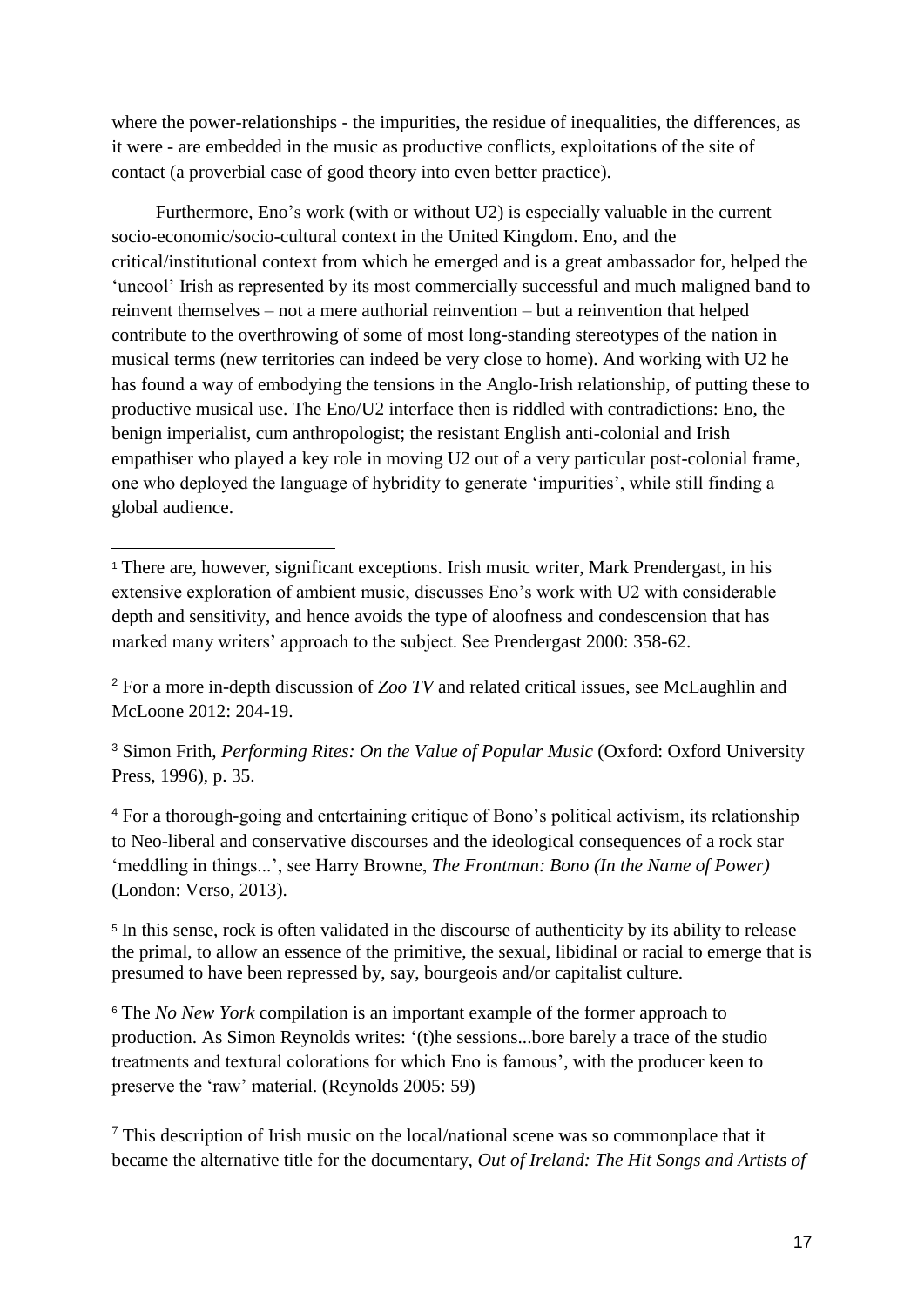where the power-relationships - the impurities, the residue of inequalities, the differences, as it were - are embedded in the music as productive conflicts, exploitations of the site of contact (a proverbial case of good theory into even better practice).

Furthermore, Eno's work (with or without U2) is especially valuable in the current socio-economic/socio-cultural context in the United Kingdom. Eno, and the critical/institutional context from which he emerged and is a great ambassador for, helped the 'uncool' Irish as represented by its most commercially successful and much maligned band to reinvent themselves – not a mere authorial reinvention – but a reinvention that helped contribute to the overthrowing of some of most long-standing stereotypes of the nation in musical terms (new territories can indeed be very close to home). And working with U2 he has found a way of embodying the tensions in the Anglo-Irish relationship, of putting these to productive musical use. The Eno/U2 interface then is riddled with contradictions: Eno, the benign imperialist, cum anthropologist; the resistant English anti-colonial and Irish empathiser who played a key role in moving U2 out of a very particular post-colonial frame, one who deployed the language of hybridity to generate 'impurities', while still finding a global audience.

---

[1] There are, however, significant exceptions. Irish music writer, Mark Prendergast, in his extensive exploration of ambient music, discusses Eno's work with U2 with considerable depth and sensitivity, and hence avoids the type of aloofness and condescension that has marked many writers' approach to the subject. See Prendergast 2000: 358-62.

[2] For a more in-depth discussion of *Zoo TV* and related critical issues, see McLaughlin and McLoone 2012: 204-19.

[3] Simon Frith, *Performing Rites: On the Value of Popular Music* (Oxford: Oxford University Press, 1996), p. 35.

[4] For a thorough-going and entertaining critique of Bono's political activism, its relationship to Neo-liberal and conservative discourses and the ideological consequences of a rock star 'meddling in things...', see Harry Browne, *The Frontman: Bono (In the Name of Power)* (London: Verso, 2013).

[5] In this sense, rock is often validated in the discourse of authenticity by its ability to release the primal, to allow an essence of the primitive, the sexual, libidinal or racial to emerge that is presumed to have been repressed by, say, bourgeois and/or capitalist culture.

[6] The *No New York* compilation is an important example of the former approach to production. As Simon Reynolds writes: '(t)he sessions...bore barely a trace of the studio treatments and textural colorations for which Eno is famous', with the producer keen to preserve the 'raw' material. (Reynolds 2005: 59)

[7] This description of Irish music on the local/national scene was so commonplace that it became the alternative title for the documentary, *Out of Ireland: The Hit Songs and Artists of*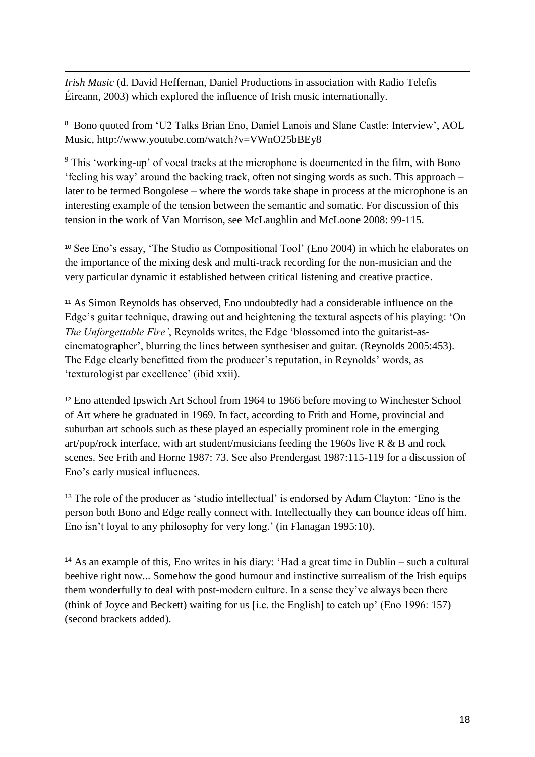*Irish Music* (d. David Heffernan, Daniel Productions in association with Radio Telefis Éireann, 2003) which explored the influence of Irish music internationally.

[8] Bono quoted from 'U2 Talks Brian Eno, Daniel Lanois and Slane Castle: Interview', AOL Music, http://www.youtube.com/watch?v=VWnO25bBEy8

[9] This 'working-up' of vocal tracks at the microphone is documented in the film, with Bono 'feeling his way' around the backing track, often not singing words as such. This approach – later to be termed Bongolese – where the words take shape in process at the microphone is an interesting example of the tension between the semantic and somatic. For discussion of this tension in the work of Van Morrison, see McLaughlin and McLoone 2008: 99-115.

[10] See Eno's essay, 'The Studio as Compositional Tool' (Eno 2004) in which he elaborates on the importance of the mixing desk and multi-track recording for the non-musician and the very particular dynamic it established between critical listening and creative practice.

[11] As Simon Reynolds has observed, Eno undoubtedly had a considerable influence on the Edge's guitar technique, drawing out and heightening the textural aspects of his playing: 'On *The Unforgettable Fire'*, Reynolds writes, the Edge 'blossomed into the guitarist-as-cinematographer', blurring the lines between synthesiser and guitar. (Reynolds 2005:453). The Edge clearly benefitted from the producer's reputation, in Reynolds' words, as 'texturologist par excellence' (ibid xxii).

[12] Eno attended Ipswich Art School from 1964 to 1966 before moving to Winchester School of Art where he graduated in 1969. In fact, according to Frith and Horne, provincial and suburban art schools such as these played an especially prominent role in the emerging art/pop/rock interface, with art student/musicians feeding the 1960s live R & B and rock scenes. See Frith and Horne 1987: 73. See also Prendergast 1987:115-119 for a discussion of Eno's early musical influences.

[13] The role of the producer as 'studio intellectual' is endorsed by Adam Clayton: 'Eno is the person both Bono and Edge really connect with. Intellectually they can bounce ideas off him. Eno isn't loyal to any philosophy for very long.' (in Flanagan 1995:10).

[14] As an example of this, Eno writes in his diary: 'Had a great time in Dublin – such a cultural beehive right now... Somehow the good humour and instinctive surrealism of the Irish equips them wonderfully to deal with post-modern culture. In a sense they've always been there (think of Joyce and Beckett) waiting for us [i.e. the English] to catch up' (Eno 1996: 157) (second brackets added).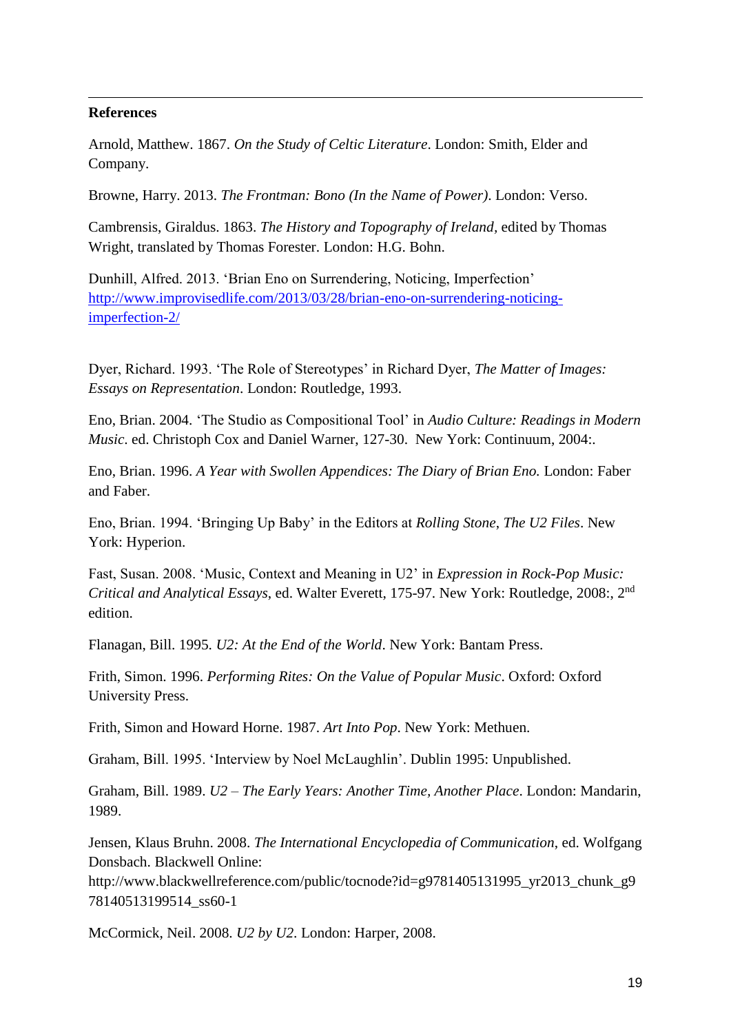**References**

Arnold, Matthew. 1867. *On the Study of Celtic Literature*. London: Smith, Elder and Company.

Browne, Harry. 2013. *The Frontman: Bono (In the Name of Power)*. London: Verso.

Cambrensis, Giraldus. 1863. *The History and Topography of Ireland,* edited by Thomas Wright, translated by Thomas Forester. London: H.G. Bohn.

Dunhill, Alfred. 2013. 'Brian Eno on Surrendering, Noticing, Imperfection' [http://www.improvisedlife.com/2013/03/28/brian-eno-on-surrendering-noticing-imperfection-2/](http://www.improvisedlife.com/2013/03/28/brian-eno-on-surrendering-noticing-imperfection-2/)

Dyer, Richard. 1993. 'The Role of Stereotypes' in Richard Dyer, *The Matter of Images: Essays on Representation*. London: Routledge, 1993.

Eno, Brian. 2004. 'The Studio as Compositional Tool' in *Audio Culture: Readings in Modern Music*. ed. Christoph Cox and Daniel Warner, 127-30. New York: Continuum, 2004:.

Eno, Brian. 1996. *A Year with Swollen Appendices: The Diary of Brian Eno.* London: Faber and Faber.

Eno, Brian. 1994. 'Bringing Up Baby' in the Editors at *Rolling Stone*, *The U2 Files*. New York: Hyperion.

Fast, Susan. 2008. 'Music, Context and Meaning in U2' in *Expression in Rock-Pop Music: Critical and Analytical Essays*, ed. Walter Everett, 175-97. New York: Routledge, 2008:, 2nd edition.

Flanagan, Bill. 1995. *U2: At the End of the World*. New York: Bantam Press.

Frith, Simon. 1996. *Performing Rites: On the Value of Popular Music*. Oxford: Oxford University Press.

Frith, Simon and Howard Horne. 1987. *Art Into Pop*. New York: Methuen.

Graham, Bill. 1995. 'Interview by Noel McLaughlin'. Dublin 1995: Unpublished.

Graham, Bill. 1989. *U2 – The Early Years: Another Time, Another Place*. London: Mandarin, 1989.

Jensen, Klaus Bruhn. 2008. *The International Encyclopedia of Communication*, ed. Wolfgang Donsbach. Blackwell Online: http://www.blackwellreference.com/public/tocnode?id=g9781405131995_yr2013_chunk_g978140513199514_ss60-1

McCormick, Neil. 2008. *U2 by U2*. London: Harper, 2008.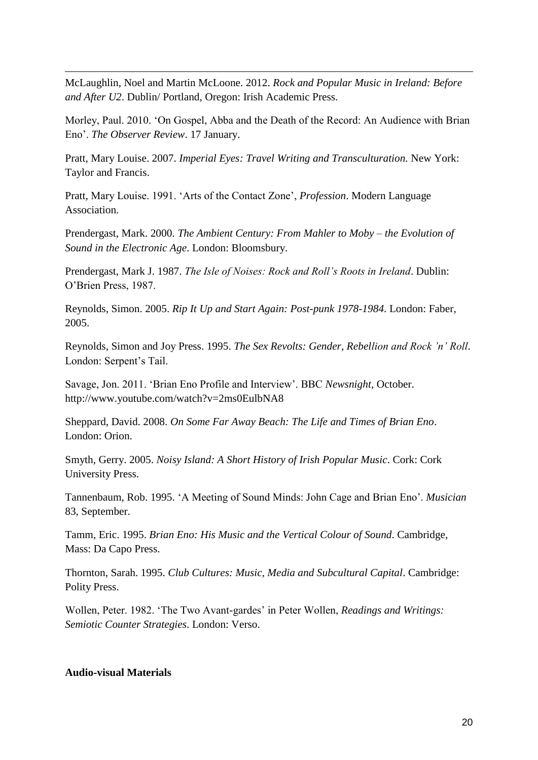McLaughlin, Noel and Martin McLoone. 2012. *Rock and Popular Music in Ireland: Before and After U2*. Dublin/ Portland, Oregon: Irish Academic Press.

Morley, Paul. 2010. 'On Gospel, Abba and the Death of the Record: An Audience with Brian Eno'. *The Observer Review*. 17 January.

Pratt, Mary Louise. 2007. *Imperial Eyes: Travel Writing and Transculturation.* New York: Taylor and Francis.

Pratt, Mary Louise. 1991. 'Arts of the Contact Zone', *Profession*. Modern Language Association.

Prendergast, Mark. 2000. *The Ambient Century: From Mahler to Moby – the Evolution of Sound in the Electronic Age*. London: Bloomsbury.

Prendergast, Mark J. 1987. *The Isle of Noises: Rock and Roll's Roots in Ireland*. Dublin: O'Brien Press, 1987.

Reynolds, Simon. 2005. *Rip It Up and Start Again: Post-punk 1978-1984*. London: Faber, 2005.

Reynolds, Simon and Joy Press. 1995. *The Sex Revolts: Gender, Rebellion and Rock 'n' Roll*. London: Serpent's Tail.

Savage, Jon. 2011. 'Brian Eno Profile and Interview'. BBC *Newsnight*, October. http://www.youtube.com/watch?v=2ms0EulbNA8

Sheppard, David. 2008. *On Some Far Away Beach: The Life and Times of Brian Eno*. London: Orion.

Smyth, Gerry. 2005. *Noisy Island: A Short History of Irish Popular Music*. Cork: Cork University Press.

Tannenbaum, Rob. 1995. 'A Meeting of Sound Minds: John Cage and Brian Eno'. *Musician* 83, September.

Tamm, Eric. 1995. *Brian Eno: His Music and the Vertical Colour of Sound*. Cambridge, Mass: Da Capo Press.

Thornton, Sarah. 1995. *Club Cultures: Music, Media and Subcultural Capital*. Cambridge: Polity Press.

Wollen, Peter. 1982. 'The Two Avant-gardes' in Peter Wollen, *Readings and Writings: Semiotic Counter Strategies*. London: Verso.

**Audio-visual Materials**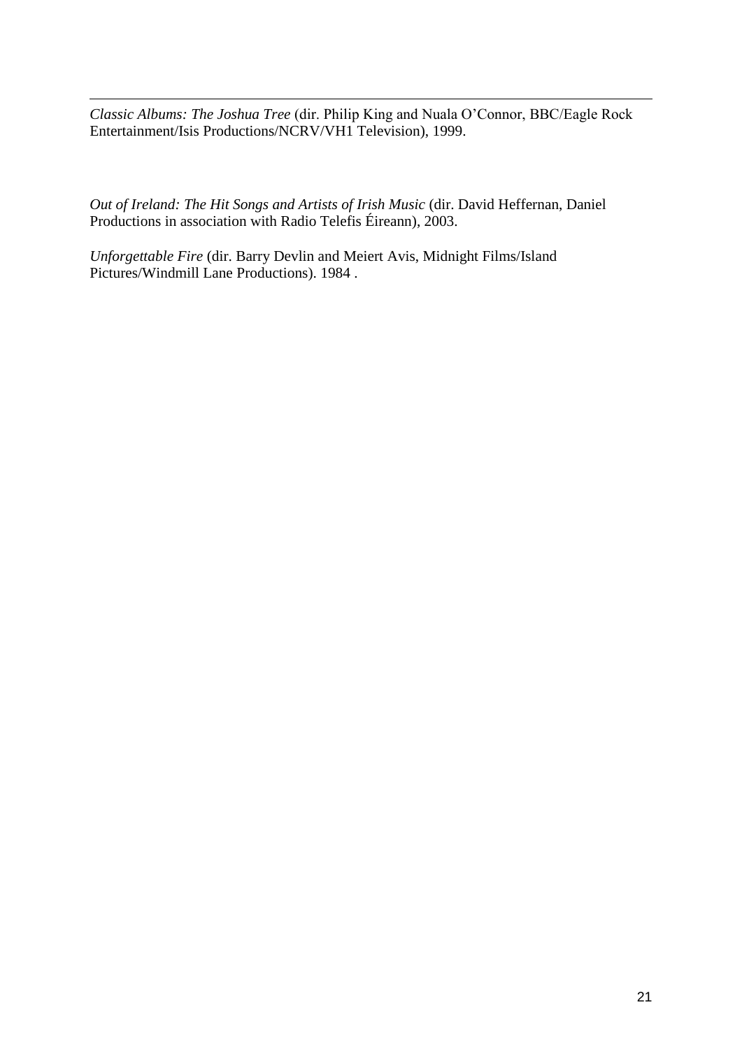*Classic Albums: The Joshua Tree* (dir. Philip King and Nuala O'Connor, BBC/Eagle Rock Entertainment/Isis Productions/NCRV/VH1 Television), 1999.

*Out of Ireland: The Hit Songs and Artists of Irish Music* (dir. David Heffernan, Daniel Productions in association with Radio Telefis Éireann), 2003.

*Unforgettable Fire* (dir. Barry Devlin and Meiert Avis, Midnight Films/Island Pictures/Windmill Lane Productions). 1984 .